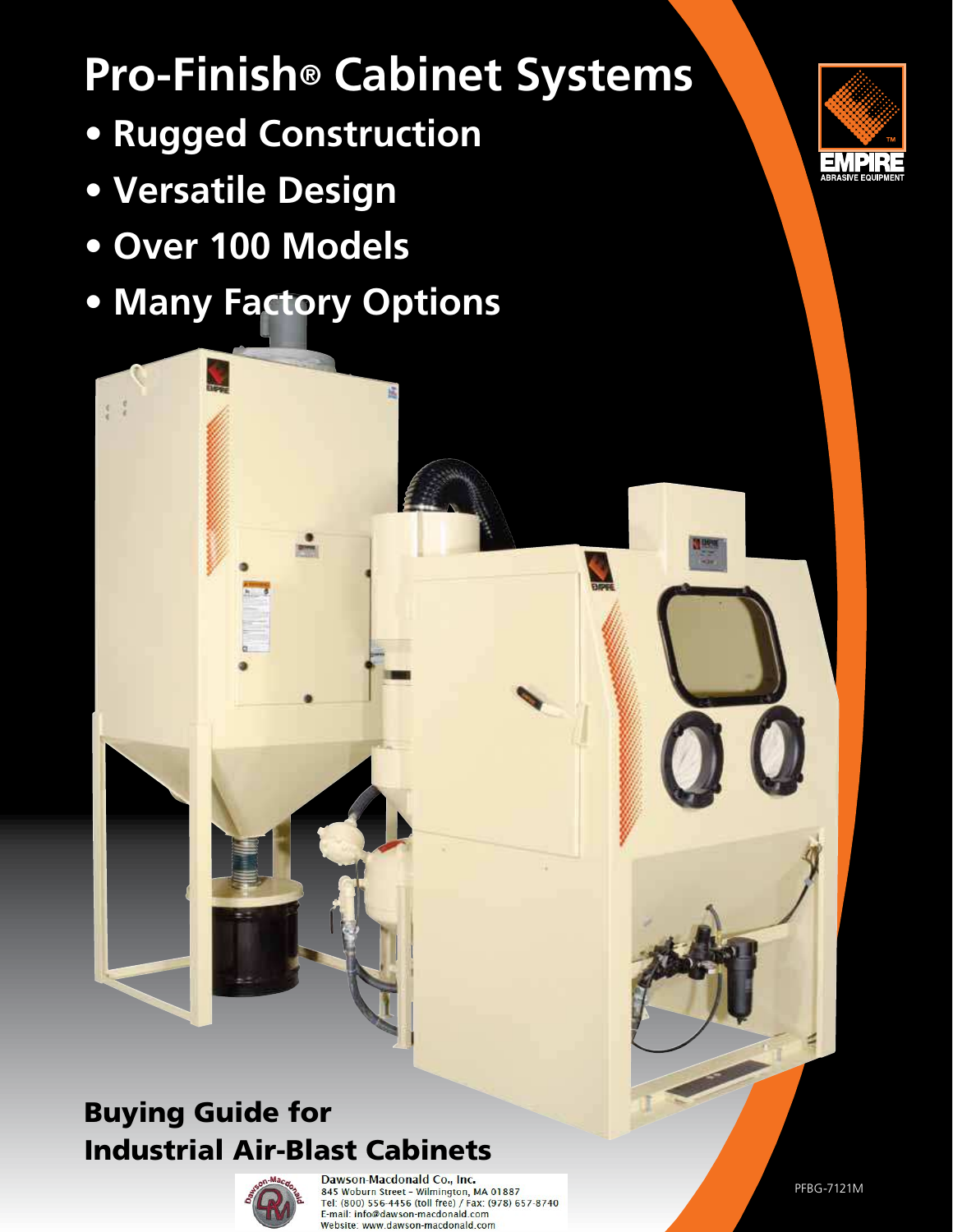# Pro-Finish® Cabinet Systems

- **Rugged Construction**
- **Versatile Design**
- **Over 100 Models**
- **Many Factory Options**

EMPIRE ABRASIVE EQUIPMENT

## Buying Guide for Industrial Air-Blast Cabinets

Dawson-Macdonald Co., Inc.
845 Woburn Street – Wilmington, MA 01887
Tel: (800) 556-4456 (toll free) / Fax: (978) 657-8740
E-mail: info@dawson-macdonald.com
Website: www.dawson-macdonald.com

PFBG-7121M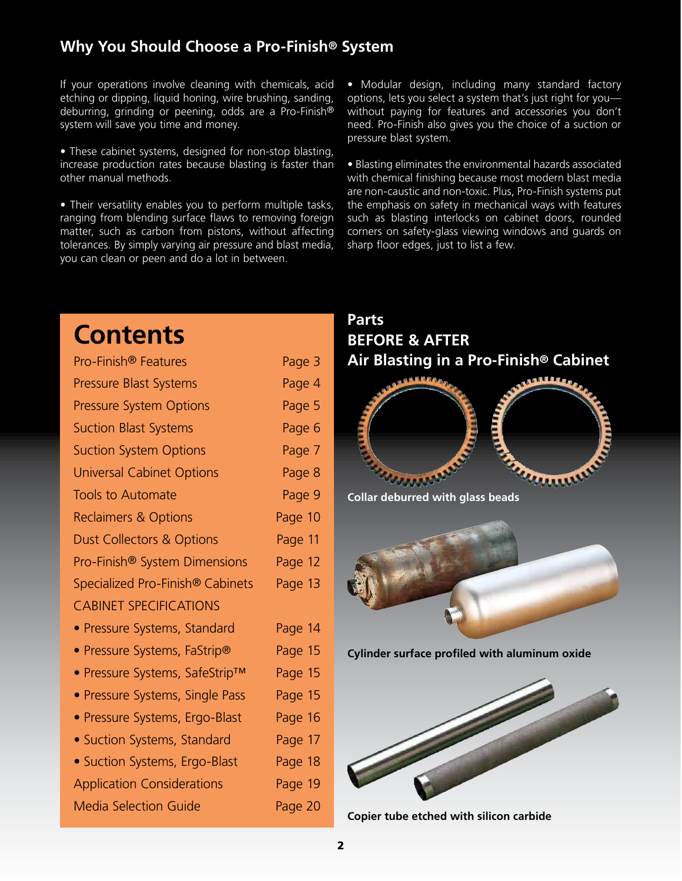## Why You Should Choose a Pro-Finish® System

If your operations involve cleaning with chemicals, acid etching or dipping, liquid honing, wire brushing, sanding, deburring, grinding or peening, odds are a Pro-Finish® system will save you time and money.

• These cabinet systems, designed for non-stop blasting, increase production rates because blasting is faster than other manual methods.

• Their versatility enables you to perform multiple tasks, ranging from blending surface flaws to removing foreign matter, such as carbon from pistons, without affecting tolerances. By simply varying air pressure and blast media, you can clean or peen and do a lot in between.

• Modular design, including many standard factory options, lets you select a system that's just right for you—without paying for features and accessories you don't need. Pro-Finish also gives you the choice of a suction or pressure blast system.

• Blasting eliminates the environmental hazards associated with chemical finishing because most modern blast media are non-caustic and non-toxic. Plus, Pro-Finish systems put the emphasis on safety in mechanical ways with features such as blasting interlocks on cabinet doors, rounded corners on safety-glass viewing windows and guards on sharp floor edges, just to list a few.

## Contents

| | |
|---|---|
| Pro-Finish® Features | Page 3 |
| Pressure Blast Systems | Page 4 |
| Pressure System Options | Page 5 |
| Suction Blast Systems | Page 6 |
| Suction System Options | Page 7 |
| Universal Cabinet Options | Page 8 |
| Tools to Automate | Page 9 |
| Reclaimers & Options | Page 10 |
| Dust Collectors & Options | Page 11 |
| Pro-Finish® System Dimensions | Page 12 |
| Specialized Pro-Finish® Cabinets | Page 13 |
| CABINET SPECIFICATIONS | |
| • Pressure Systems, Standard | Page 14 |
| • Pressure Systems, FaStrip® | Page 15 |
| • Pressure Systems, SafeStrip™ | Page 15 |
| • Pressure Systems, Single Pass | Page 15 |
| • Pressure Systems, Ergo-Blast | Page 16 |
| • Suction Systems, Standard | Page 17 |
| • Suction Systems, Ergo-Blast | Page 18 |
| Application Considerations | Page 19 |
| Media Selection Guide | Page 20 |

## Parts BEFORE & AFTER Air Blasting in a Pro-Finish® Cabinet

**Collar deburred with glass beads**

**Cylinder surface profiled with aluminum oxide**

**Copier tube etched with silicon carbide**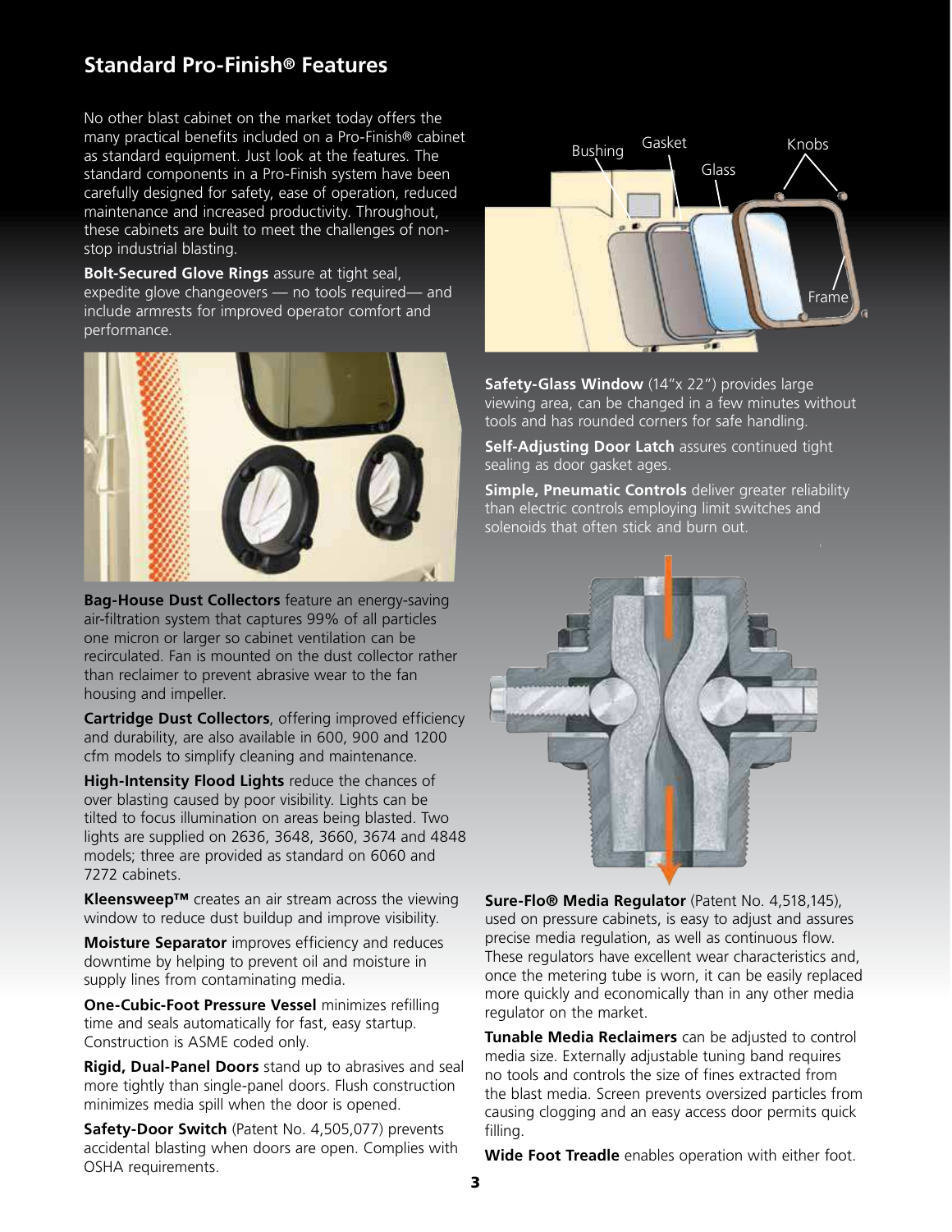## Standard Pro-Finish® Features

No other blast cabinet on the market today offers the many practical benefits included on a Pro-Finish® cabinet as standard equipment. Just look at the features. The standard components in a Pro-Finish system have been carefully designed for safety, ease of operation, reduced maintenance and increased productivity. Throughout, these cabinets are built to meet the challenges of non-stop industrial blasting.

**Bolt-Secured Glove Rings** assure at tight seal, expedite glove changeovers — no tools required— and include armrests for improved operator comfort and performance.

**Bag-House Dust Collectors** feature an energy-saving air-filtration system that captures 99% of all particles one micron or larger so cabinet ventilation can be recirculated. Fan is mounted on the dust collector rather than reclaimer to prevent abrasive wear to the fan housing and impeller.

**Cartridge Dust Collectors**, offering improved efficiency and durability, are also available in 600, 900 and 1200 cfm models to simplify cleaning and maintenance.

**High-Intensity Flood Lights** reduce the chances of over blasting caused by poor visibility. Lights can be tilted to focus illumination on areas being blasted. Two lights are supplied on 2636, 3648, 3660, 3674 and 4848 models; three are provided as standard on 6060 and 7272 cabinets.

**Kleensweep™** creates an air stream across the viewing window to reduce dust buildup and improve visibility.

**Moisture Separator** improves efficiency and reduces downtime by helping to prevent oil and moisture in supply lines from contaminating media.

**One-Cubic-Foot Pressure Vessel** minimizes refilling time and seals automatically for fast, easy startup. Construction is ASME coded only.

**Rigid, Dual-Panel Doors** stand up to abrasives and seal more tightly than single-panel doors. Flush construction minimizes media spill when the door is opened.

**Safety-Door Switch** (Patent No. 4,505,077) prevents accidental blasting when doors are open. Complies with OSHA requirements.

Bushing Gasket Glass Knobs Frame

**Safety-Glass Window** (14"x 22") provides large viewing area, can be changed in a few minutes without tools and has rounded corners for safe handling.

**Self-Adjusting Door Latch** assures continued tight sealing as door gasket ages.

**Simple, Pneumatic Controls** deliver greater reliability than electric controls employing limit switches and solenoids that often stick and burn out.

**Sure-Flo® Media Regulator** (Patent No. 4,518,145), used on pressure cabinets, is easy to adjust and assures precise media regulation, as well as continuous flow. These regulators have excellent wear characteristics and, once the metering tube is worn, it can be easily replaced more quickly and economically than in any other media regulator on the market.

**Tunable Media Reclaimers** can be adjusted to control media size. Externally adjustable tuning band requires no tools and controls the size of fines extracted from the blast media. Screen prevents oversized particles from causing clogging and an easy access door permits quick filling.

**Wide Foot Treadle** enables operation with either foot.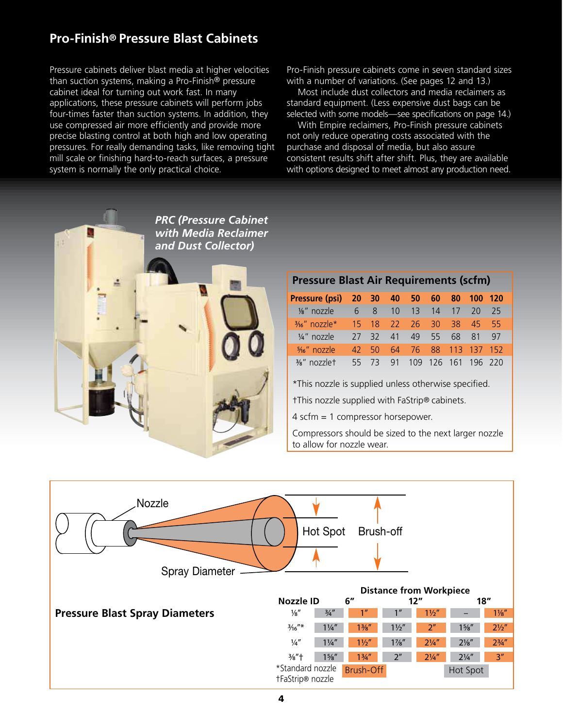## Pro-Finish® Pressure Blast Cabinets

Pressure cabinets deliver blast media at higher velocities than suction systems, making a Pro-Finish® pressure cabinet ideal for turning out work fast. In many applications, these pressure cabinets will perform jobs four-times faster than suction systems. In addition, they use compressed air more efficiently and provide more precise blasting control at both high and low operating pressures. For really demanding tasks, like removing tight mill scale or finishing hard-to-reach surfaces, a pressure system is normally the only practical choice.

Pro-Finish pressure cabinets come in seven standard sizes with a number of variations. (See pages 12 and 13.)

Most include dust collectors and media reclaimers as standard equipment. (Less expensive dust bags can be selected with some models—see specifications on page 14.)

With Empire reclaimers, Pro-Finish pressure cabinets not only reduce operating costs associated with the purchase and disposal of media, but also assure consistent results shift after shift. Plus, they are available with options designed to meet almost any production need.

*PRC (Pressure Cabinet with Media Reclaimer and Dust Collector)*

### Pressure Blast Air Requirements (scfm)

| Pressure (psi) | 20 | 30 | 40 | 50 | 60 | 80 | 100 | 120 |
|---|---|---|---|---|---|---|---|---|
| ⅛" nozzle | 6 | 8 | 10 | 13 | 14 | 17 | 20 | 25 |
| 3⁄16" nozzle* | 15 | 18 | 22 | 26 | 30 | 38 | 45 | 55 |
| ¼" nozzle | 27 | 32 | 41 | 49 | 55 | 68 | 81 | 97 |
| 5⁄16" nozzle | 42 | 50 | 64 | 76 | 88 | 113 | 137 | 152 |
| ⅜" nozzle† | 55 | 73 | 91 | 109 | 126 | 161 | 196 | 220 |

*This nozzle is supplied unless otherwise specified.

†This nozzle supplied with FaStrip® cabinets.

4 scfm = 1 compressor horsepower.

Compressors should be sized to the next larger nozzle to allow for nozzle wear.

Nozzle — Spray Diameter — Hot Spot — Brush-off

### Pressure Blast Spray Diameters

| Nozzle ID | 6" Hot Spot | 6" Brush-Off | 12" Hot Spot | 12" Brush-Off | 18" Hot Spot | 18" Brush-Off |
|---|---|---|---|---|---|---|
| ⅛" | ¾" | 1" | 1" | 1½" | – | 1⅛" |
| 3⁄16"* | 1¼" | 1⅜" | 1½" | 2" | 1⅝" | 2½" |
| ¼" | 1¼" | 1½" | 1⅞" | 2¼" | 2⅛" | 2¾" |
| ⅜"† | 1⅝" | 1¾" | 2" | 2¼" | 2¼" | 3" |

*Standard nozzle
†FaStrip® nozzle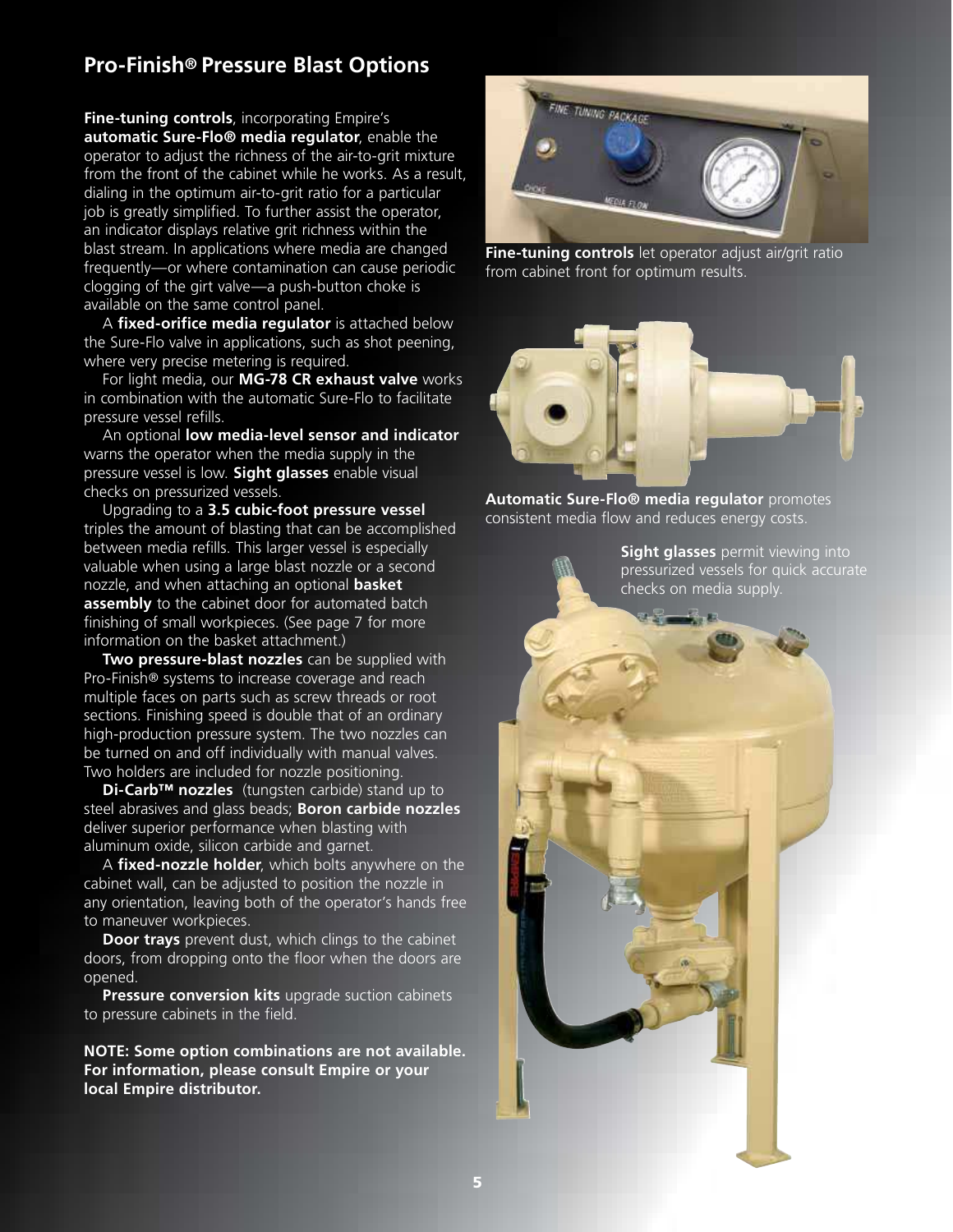## Pro-Finish® Pressure Blast Options

**Fine-tuning controls**, incorporating Empire's **automatic Sure-Flo® media regulator**, enable the operator to adjust the richness of the air-to-grit mixture from the front of the cabinet while he works. As a result, dialing in the optimum air-to-grit ratio for a particular job is greatly simplified. To further assist the operator, an indicator displays relative grit richness within the blast stream. In applications where media are changed frequently—or where contamination can cause periodic clogging of the girt valve—a push-button choke is available on the same control panel.

A **fixed-orifice media regulator** is attached below the Sure-Flo valve in applications, such as shot peening, where very precise metering is required.

For light media, our **MG-78 CR exhaust valve** works in combination with the automatic Sure-Flo to facilitate pressure vessel refills.

An optional **low media-level sensor and indicator** warns the operator when the media supply in the pressure vessel is low. **Sight glasses** enable visual checks on pressurized vessels.

Upgrading to a **3.5 cubic-foot pressure vessel** triples the amount of blasting that can be accomplished between media refills. This larger vessel is especially valuable when using a large blast nozzle or a second nozzle, and when attaching an optional **basket assembly** to the cabinet door for automated batch finishing of small workpieces. (See page 7 for more information on the basket attachment.)

**Two pressure-blast nozzles** can be supplied with Pro-Finish® systems to increase coverage and reach multiple faces on parts such as screw threads or root sections. Finishing speed is double that of an ordinary high-production pressure system. The two nozzles can be turned on and off individually with manual valves. Two holders are included for nozzle positioning.

**Di-Carb™ nozzles** (tungsten carbide) stand up to steel abrasives and glass beads; **Boron carbide nozzles** deliver superior performance when blasting with aluminum oxide, silicon carbide and garnet.

A **fixed-nozzle holder**, which bolts anywhere on the cabinet wall, can be adjusted to position the nozzle in any orientation, leaving both of the operator's hands free to maneuver workpieces.

**Door trays** prevent dust, which clings to the cabinet doors, from dropping onto the floor when the doors are opened.

**Pressure conversion kits** upgrade suction cabinets to pressure cabinets in the field.

**NOTE: Some option combinations are not available. For information, please consult Empire or your local Empire distributor.**

**Fine-tuning controls** let operator adjust air/grit ratio from cabinet front for optimum results.

**Automatic Sure-Flo® media regulator** promotes consistent media flow and reduces energy costs.

**Sight glasses** permit viewing into pressurized vessels for quick accurate checks on media supply.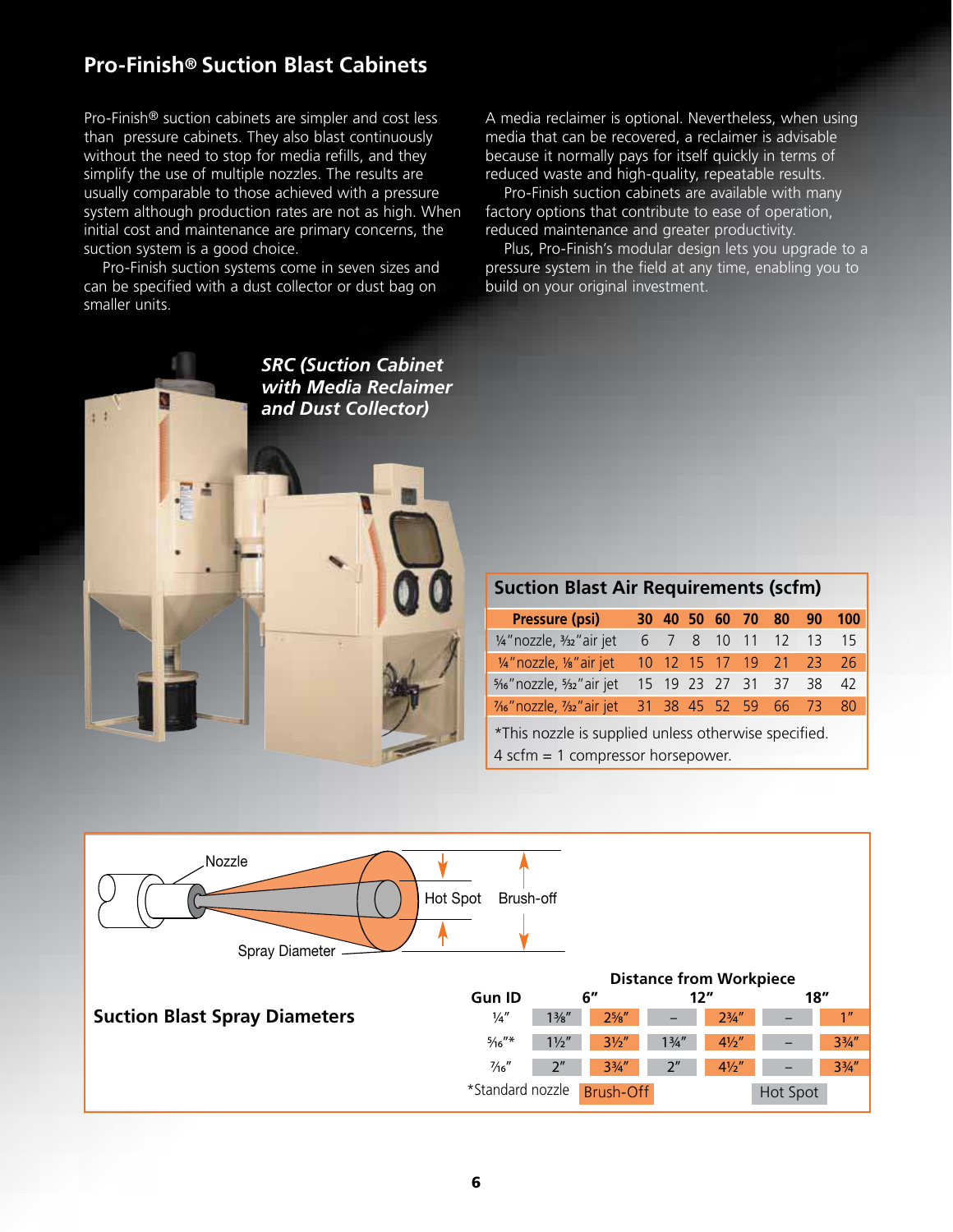## Pro-Finish® Suction Blast Cabinets

Pro-Finish® suction cabinets are simpler and cost less than pressure cabinets. They also blast continuously without the need to stop for media refills, and they simplify the use of multiple nozzles. The results are usually comparable to those achieved with a pressure system although production rates are not as high. When initial cost and maintenance are primary concerns, the suction system is a good choice.

Pro-Finish suction systems come in seven sizes and can be specified with a dust collector or dust bag on smaller units.

A media reclaimer is optional. Nevertheless, when using media that can be recovered, a reclaimer is advisable because it normally pays for itself quickly in terms of reduced waste and high-quality, repeatable results.

Pro-Finish suction cabinets are available with many factory options that contribute to ease of operation, reduced maintenance and greater productivity.

Plus, Pro-Finish's modular design lets you upgrade to a pressure system in the field at any time, enabling you to build on your original investment.

***SRC (Suction Cabinet with Media Reclaimer and Dust Collector)***

### Suction Blast Air Requirements (scfm)

| Pressure (psi) | 30 | 40 | 50 | 60 | 70 | 80 | 90 | 100 |
|---|---|---|---|---|---|---|---|---|
| ¼" nozzle, 3/32" air jet | 6 | 7 | 8 | 10 | 11 | 12 | 13 | 15 |
| ¼" nozzle, ⅛" air jet | 10 | 12 | 15 | 17 | 19 | 21 | 23 | 26 |
| 5/16" nozzle, 5/32" air jet | 15 | 19 | 23 | 27 | 31 | 37 | 38 | 42 |
| 7/16" nozzle, 7/32" air jet | 31 | 38 | 45 | 52 | 59 | 66 | 73 | 80 |

*This nozzle is supplied unless otherwise specified.
4 scfm = 1 compressor horsepower.

Nozzle — Spray Diameter — Hot Spot — Brush-off

### Suction Blast Spray Diameters

| Gun ID | 6" Hot Spot | 6" Brush-Off | 12" Hot Spot | 12" Brush-Off | 18" Hot Spot | 18" Brush-Off |
|---|---|---|---|---|---|---|
| ¼" | 1⅜" | 2⅝" | – | 2¾" | – | 1" |
| 5/16"* | 1½" | 3½" | 1¾" | 4½" | – | 3¾" |
| 7/16" | 2" | 3¾" | 2" | 4½" | – | 3¾" |

*Standard nozzle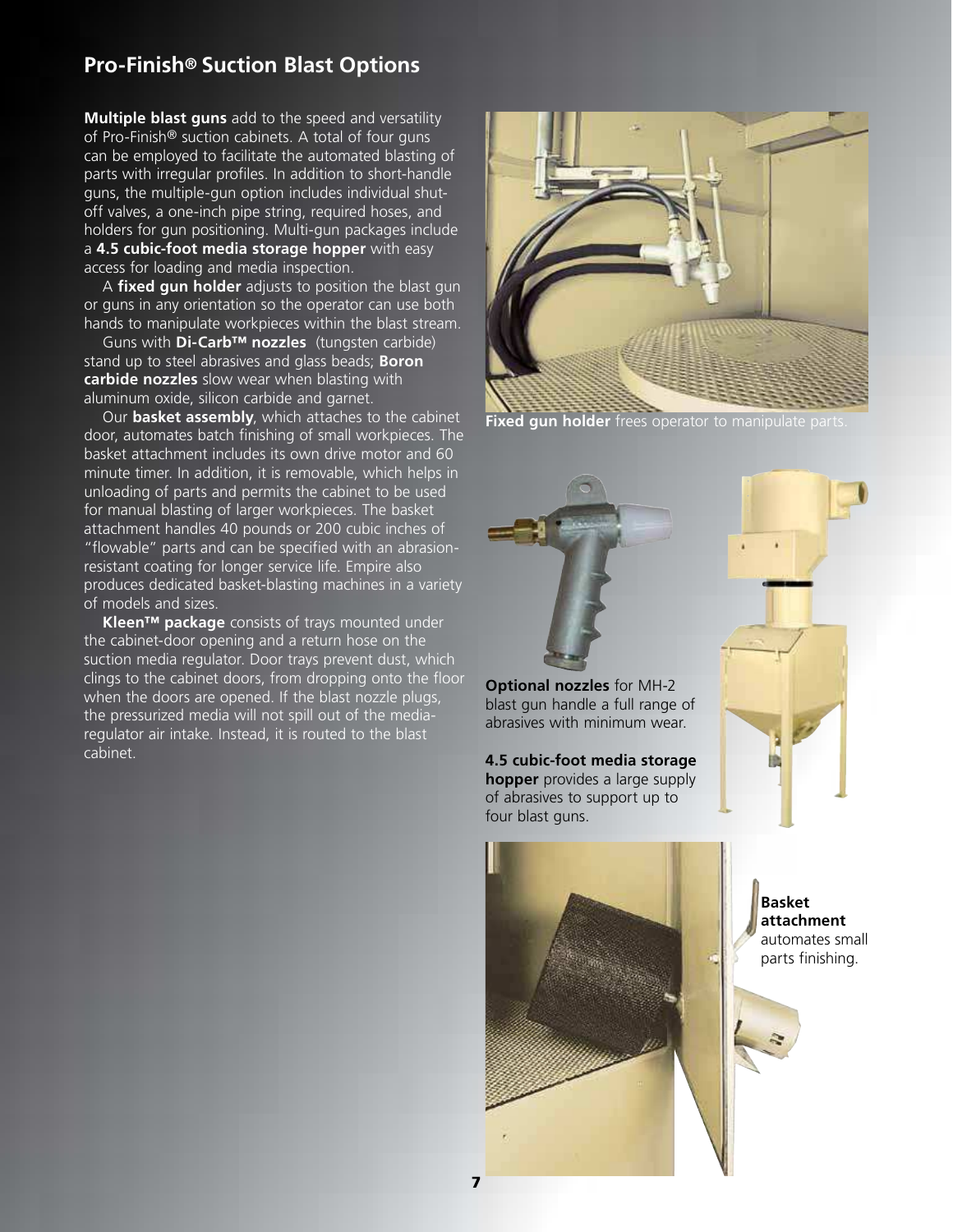## Pro-Finish® Suction Blast Options

**Multiple blast guns** add to the speed and versatility of Pro-Finish® suction cabinets. A total of four guns can be employed to facilitate the automated blasting of parts with irregular profiles. In addition to short-handle guns, the multiple-gun option includes individual shut-off valves, a one-inch pipe string, required hoses, and holders for gun positioning. Multi-gun packages include a **4.5 cubic-foot media storage hopper** with easy access for loading and media inspection.

A **fixed gun holder** adjusts to position the blast gun or guns in any orientation so the operator can use both hands to manipulate workpieces within the blast stream.

Guns with **Di-Carb™ nozzles** (tungsten carbide) stand up to steel abrasives and glass beads; **Boron carbide nozzles** slow wear when blasting with aluminum oxide, silicon carbide and garnet.

Our **basket assembly**, which attaches to the cabinet door, automates batch finishing of small workpieces. The basket attachment includes its own drive motor and 60 minute timer. In addition, it is removable, which helps in unloading of parts and permits the cabinet to be used for manual blasting of larger workpieces. The basket attachment handles 40 pounds or 200 cubic inches of "flowable" parts and can be specified with an abrasion-resistant coating for longer service life. Empire also produces dedicated basket-blasting machines in a variety of models and sizes.

**Kleen™ package** consists of trays mounted under the cabinet-door opening and a return hose on the suction media regulator. Door trays prevent dust, which clings to the cabinet doors, from dropping onto the floor when the doors are opened. If the blast nozzle plugs, the pressurized media will not spill out of the media-regulator air intake. Instead, it is routed to the blast cabinet.

**Fixed gun holder** frees operator to manipulate parts.

**Optional nozzles** for MH-2 blast gun handle a full range of abrasives with minimum wear.

**4.5 cubic-foot media storage hopper** provides a large supply of abrasives to support up to four blast guns.

**Basket attachment** automates small parts finishing.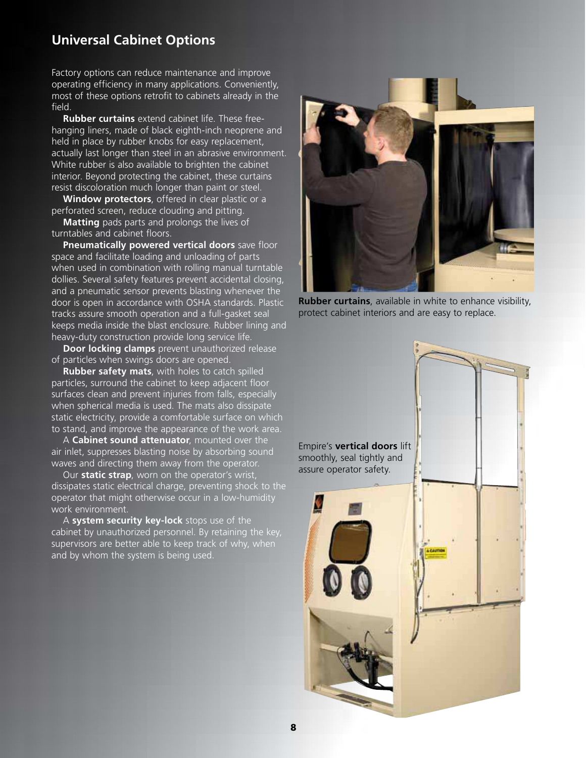## Universal Cabinet Options

Factory options can reduce maintenance and improve operating efficiency in many applications. Conveniently, most of these options retrofit to cabinets already in the field.

**Rubber curtains** extend cabinet life. These free-hanging liners, made of black eighth-inch neoprene and held in place by rubber knobs for easy replacement, actually last longer than steel in an abrasive environment. White rubber is also available to brighten the cabinet interior. Beyond protecting the cabinet, these curtains resist discoloration much longer than paint or steel.

**Window protectors**, offered in clear plastic or a perforated screen, reduce clouding and pitting.

**Matting** pads parts and prolongs the lives of turntables and cabinet floors.

**Pneumatically powered vertical doors** save floor space and facilitate loading and unloading of parts when used in combination with rolling manual turntable dollies. Several safety features prevent accidental closing, and a pneumatic sensor prevents blasting whenever the door is open in accordance with OSHA standards. Plastic tracks assure smooth operation and a full-gasket seal keeps media inside the blast enclosure. Rubber lining and heavy-duty construction provide long service life.

**Door locking clamps** prevent unauthorized release of particles when swings doors are opened.

**Rubber safety mats**, with holes to catch spilled particles, surround the cabinet to keep adjacent floor surfaces clean and prevent injuries from falls, especially when spherical media is used. The mats also dissipate static electricity, provide a comfortable surface on which to stand, and improve the appearance of the work area.

A **Cabinet sound attenuator**, mounted over the air inlet, suppresses blasting noise by absorbing sound waves and directing them away from the operator.

Our **static strap**, worn on the operator's wrist, dissipates static electrical charge, preventing shock to the operator that might otherwise occur in a low-humidity work environment.

A **system security key-lock** stops use of the cabinet by unauthorized personnel. By retaining the key, supervisors are better able to keep track of why, when and by whom the system is being used.

**Rubber curtains**, available in white to enhance visibility, protect cabinet interiors and are easy to replace.

Empire's **vertical doors** lift smoothly, seal tightly and assure operator safety.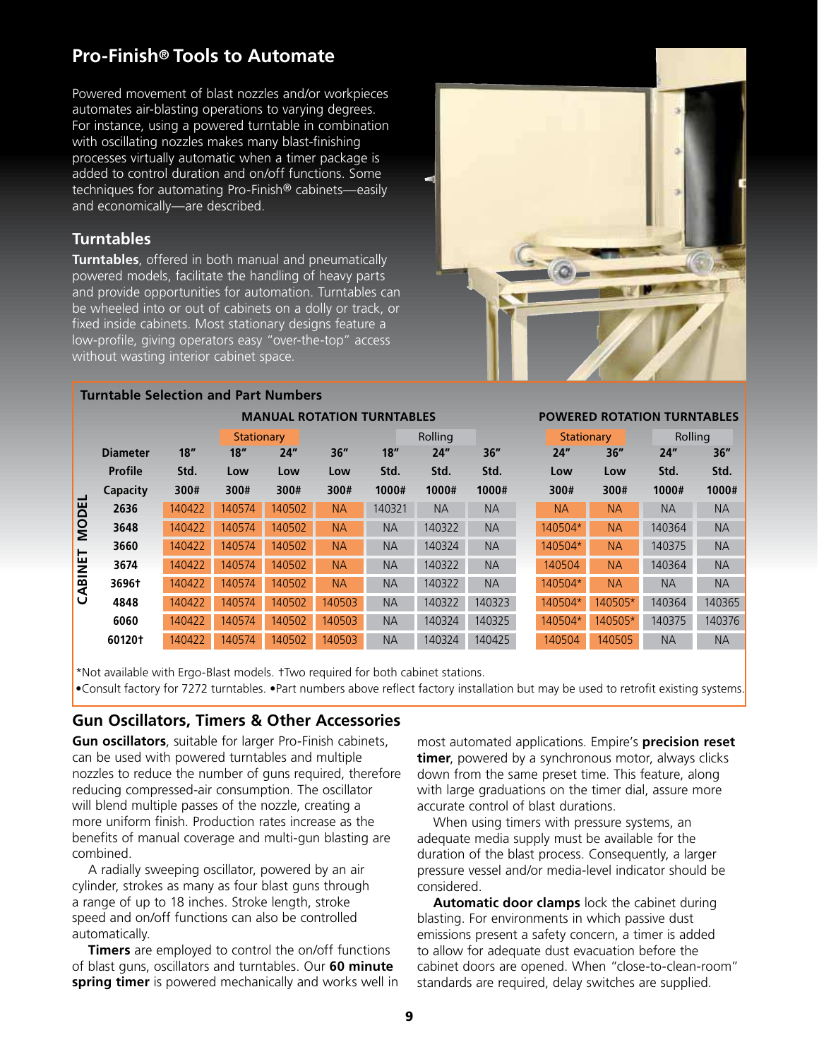## Pro-Finish® Tools to Automate

Powered movement of blast nozzles and/or workpieces automates air-blasting operations to varying degrees. For instance, using a powered turntable in combination with oscillating nozzles makes many blast-finishing processes virtually automatic when a timer package is added to control duration and on/off functions. Some techniques for automating Pro-Finish® cabinets—easily and economically—are described.

### Turntables

**Turntables**, offered in both manual and pneumatically powered models, facilitate the handling of heavy parts and provide opportunities for automation. Turntables can be wheeled into or out of cabinets on a dolly or track, or fixed inside cabinets. Most stationary designs feature a low-profile, giving operators easy "over-the-top" access without wasting interior cabinet space.

**Turntable Selection and Part Numbers**

| | MANUAL ROTATION TURNTABLES | | | | | | | | POWERED ROTATION TURNTABLES | | | |
|---|---|---|---|---|---|---|---|---|---|---|---|---|
| | | Stationary | | | | Rolling | | | Stationary | | Rolling | |
| Diameter | 18" | 18" | 24" | 36" | 18" | 24" | 36" | | 24" | 36" | 24" | 36" |
| Profile | Std. | Low | Low | Low | Std. | Std. | Std. | | Low | Low | Std. | Std. |
| Capacity | 300# | 300# | 300# | 300# | 1000# | 1000# | 1000# | | 300# | 300# | 1000# | 1000# |
| **CABINET MODEL** | | | | | | | | | | | | |
| 2636 | 140422 | 140574 | 140502 | NA | 140321 | NA | NA | | NA | NA | NA | NA |
| 3648 | 140422 | 140574 | 140502 | NA | NA | 140322 | NA | | 140504* | NA | 140364 | NA |
| 3660 | 140422 | 140574 | 140502 | NA | NA | 140324 | NA | | 140504* | NA | 140375 | NA |
| 3674 | 140422 | 140574 | 140502 | NA | NA | 140322 | NA | | 140504 | NA | 140364 | NA |
| 3696† | 140422 | 140574 | 140502 | NA | NA | 140322 | NA | | 140504* | NA | NA | NA |
| 4848 | 140422 | 140574 | 140502 | 140503 | NA | 140322 | 140323 | | 140504* | 140505* | 140364 | 140365 |
| 6060 | 140422 | 140574 | 140502 | 140503 | NA | 140324 | 140325 | | 140504* | 140505* | 140375 | 140376 |
| 60120† | 140422 | 140574 | 140502 | 140503 | NA | 140324 | 140425 | | 140504 | 140505 | NA | NA |

*Not available with Ergo-Blast models. †Two required for both cabinet stations.
•Consult factory for 7272 turntables. •Part numbers above reflect factory installation but may be used to retrofit existing systems.

### Gun Oscillators, Timers & Other Accessories

**Gun oscillators**, suitable for larger Pro-Finish cabinets, can be used with powered turntables and multiple nozzles to reduce the number of guns required, therefore reducing compressed-air consumption. The oscillator will blend multiple passes of the nozzle, creating a more uniform finish. Production rates increase as the benefits of manual coverage and multi-gun blasting are combined.

A radially sweeping oscillator, powered by an air cylinder, strokes as many as four blast guns through a range of up to 18 inches. Stroke length, stroke speed and on/off functions can also be controlled automatically.

**Timers** are employed to control the on/off functions of blast guns, oscillators and turntables. Our **60 minute spring timer** is powered mechanically and works well in most automated applications. Empire's **precision reset timer**, powered by a synchronous motor, always clicks down from the same preset time. This feature, along with large graduations on the timer dial, assure more accurate control of blast durations.

When using timers with pressure systems, an adequate media supply must be available for the duration of the blast process. Consequently, a larger pressure vessel and/or media-level indicator should be considered.

**Automatic door clamps** lock the cabinet during blasting. For environments in which passive dust emissions present a safety concern, a timer is added to allow for adequate dust evacuation before the cabinet doors are opened. When "close-to-clean-room" standards are required, delay switches are supplied.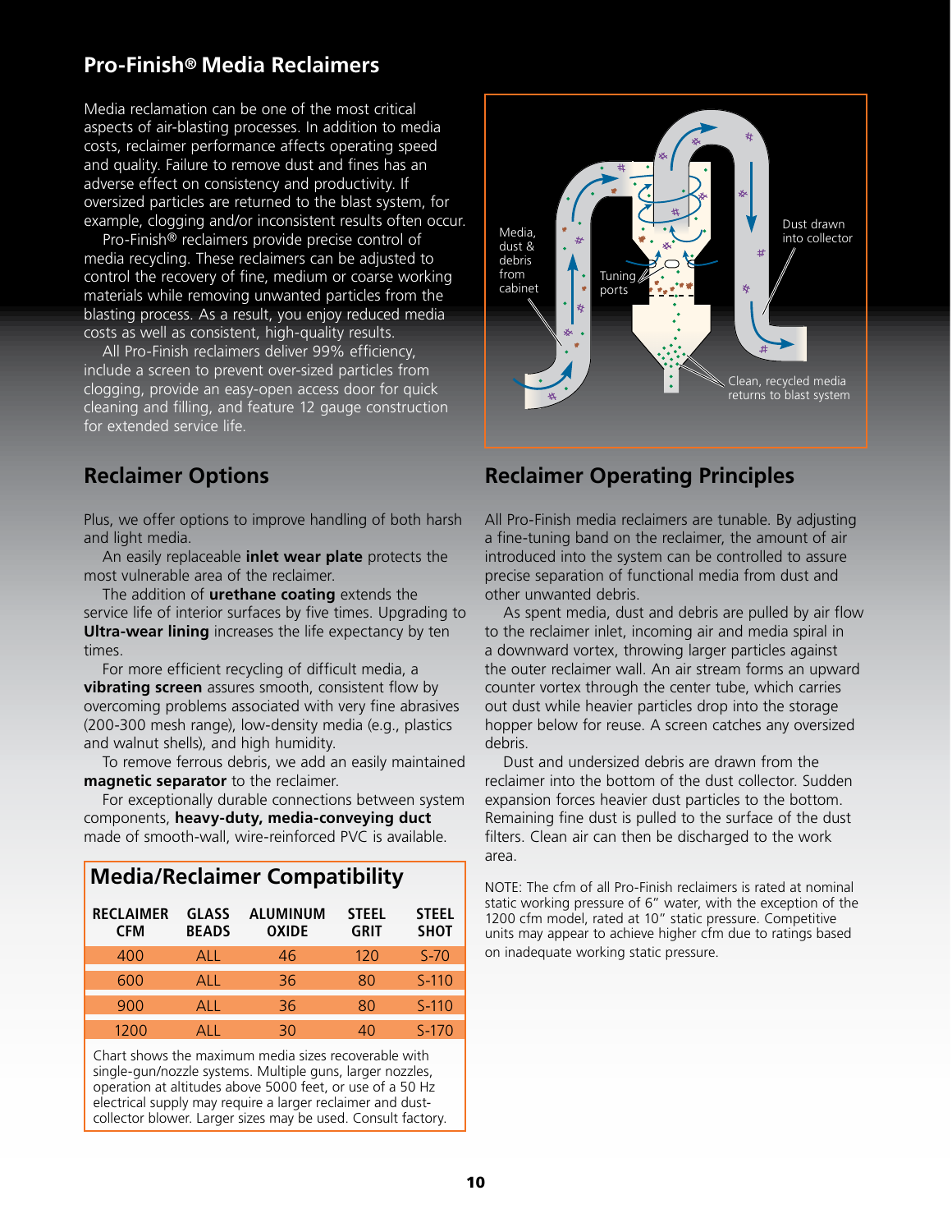## Pro-Finish® Media Reclaimers

Media reclamation can be one of the most critical aspects of air-blasting processes. In addition to media costs, reclaimer performance affects operating speed and quality. Failure to remove dust and fines has an adverse effect on consistency and productivity. If oversized particles are returned to the blast system, for example, clogging and/or inconsistent results often occur.

Pro-Finish® reclaimers provide precise control of media recycling. These reclaimers can be adjusted to control the recovery of fine, medium or coarse working materials while removing unwanted particles from the blasting process. As a result, you enjoy reduced media costs as well as consistent, high-quality results.

All Pro-Finish reclaimers deliver 99% efficiency, include a screen to prevent over-sized particles from clogging, provide an easy-open access door for quick cleaning and filling, and feature 12 gauge construction for extended service life.

Media, dust & debris from cabinet

Tuning ports

Dust drawn into collector

Clean, recycled media returns to blast system

## Reclaimer Options

Plus, we offer options to improve handling of both harsh and light media.

An easily replaceable **inlet wear plate** protects the most vulnerable area of the reclaimer.

The addition of **urethane coating** extends the service life of interior surfaces by five times. Upgrading to **Ultra-wear lining** increases the life expectancy by ten times.

For more efficient recycling of difficult media, a **vibrating screen** assures smooth, consistent flow by overcoming problems associated with very fine abrasives (200-300 mesh range), low-density media (e.g., plastics and walnut shells), and high humidity.

To remove ferrous debris, we add an easily maintained **magnetic separator** to the reclaimer.

For exceptionally durable connections between system components, **heavy-duty, media-conveying duct** made of smooth-wall, wire-reinforced PVC is available.

### Media/Reclaimer Compatibility

| RECLAIMER CFM | GLASS BEADS | ALUMINUM OXIDE | STEEL GRIT | STEEL SHOT |
|---|---|---|---|---|
| 400 | ALL | 46 | 120 | S-70 |
| 600 | ALL | 36 | 80 | S-110 |
| 900 | ALL | 36 | 80 | S-110 |
| 1200 | ALL | 30 | 40 | S-170 |

Chart shows the maximum media sizes recoverable with single-gun/nozzle systems. Multiple guns, larger nozzles, operation at altitudes above 5000 feet, or use of a 50 Hz electrical supply may require a larger reclaimer and dust-collector blower. Larger sizes may be used. Consult factory.

## Reclaimer Operating Principles

All Pro-Finish media reclaimers are tunable. By adjusting a fine-tuning band on the reclaimer, the amount of air introduced into the system can be controlled to assure precise separation of functional media from dust and other unwanted debris.

As spent media, dust and debris are pulled by air flow to the reclaimer inlet, incoming air and media spiral in a downward vortex, throwing larger particles against the outer reclaimer wall. An air stream forms an upward counter vortex through the center tube, which carries out dust while heavier particles drop into the storage hopper below for reuse. A screen catches any oversized debris.

Dust and undersized debris are drawn from the reclaimer into the bottom of the dust collector. Sudden expansion forces heavier dust particles to the bottom. Remaining fine dust is pulled to the surface of the dust filters. Clean air can then be discharged to the work area.

NOTE: The cfm of all Pro-Finish reclaimers is rated at nominal static working pressure of 6" water, with the exception of the 1200 cfm model, rated at 10" static pressure. Competitive units may appear to achieve higher cfm due to ratings based on inadequate working static pressure.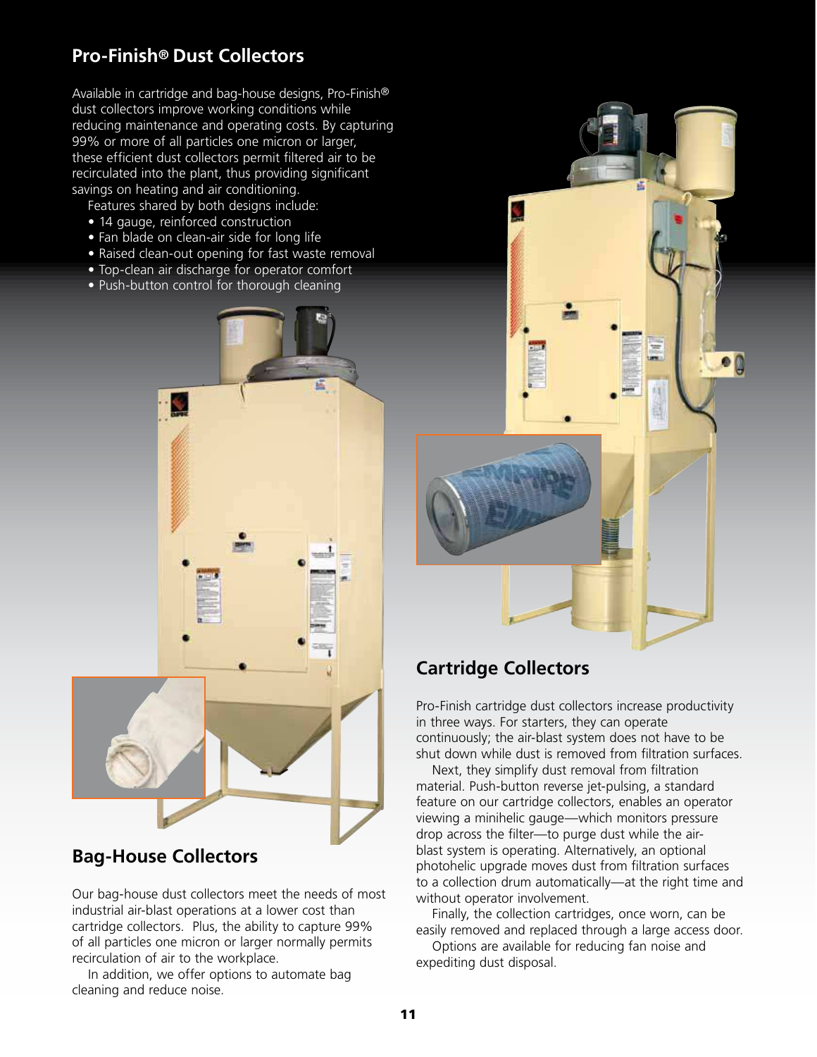## Pro-Finish® Dust Collectors

Available in cartridge and bag-house designs, Pro-Finish® dust collectors improve working conditions while reducing maintenance and operating costs. By capturing 99% or more of all particles one micron or larger, these efficient dust collectors permit filtered air to be recirculated into the plant, thus providing significant savings on heating and air conditioning.

Features shared by both designs include:

- 14 gauge, reinforced construction
- Fan blade on clean-air side for long life
- Raised clean-out opening for fast waste removal
- Top-clean air discharge for operator comfort
- Push-button control for thorough cleaning

### Bag-House Collectors

Our bag-house dust collectors meet the needs of most industrial air-blast operations at a lower cost than cartridge collectors. Plus, the ability to capture 99% of all particles one micron or larger normally permits recirculation of air to the workplace.

In addition, we offer options to automate bag cleaning and reduce noise.

### Cartridge Collectors

Pro-Finish cartridge dust collectors increase productivity in three ways. For starters, they can operate continuously; the air-blast system does not have to be shut down while dust is removed from filtration surfaces.

Next, they simplify dust removal from filtration material. Push-button reverse jet-pulsing, a standard feature on our cartridge collectors, enables an operator viewing a minihelic gauge—which monitors pressure drop across the filter—to purge dust while the air-blast system is operating. Alternatively, an optional photohelic upgrade moves dust from filtration surfaces to a collection drum automatically—at the right time and without operator involvement.

Finally, the collection cartridges, once worn, can be easily removed and replaced through a large access door.

Options are available for reducing fan noise and expediting dust disposal.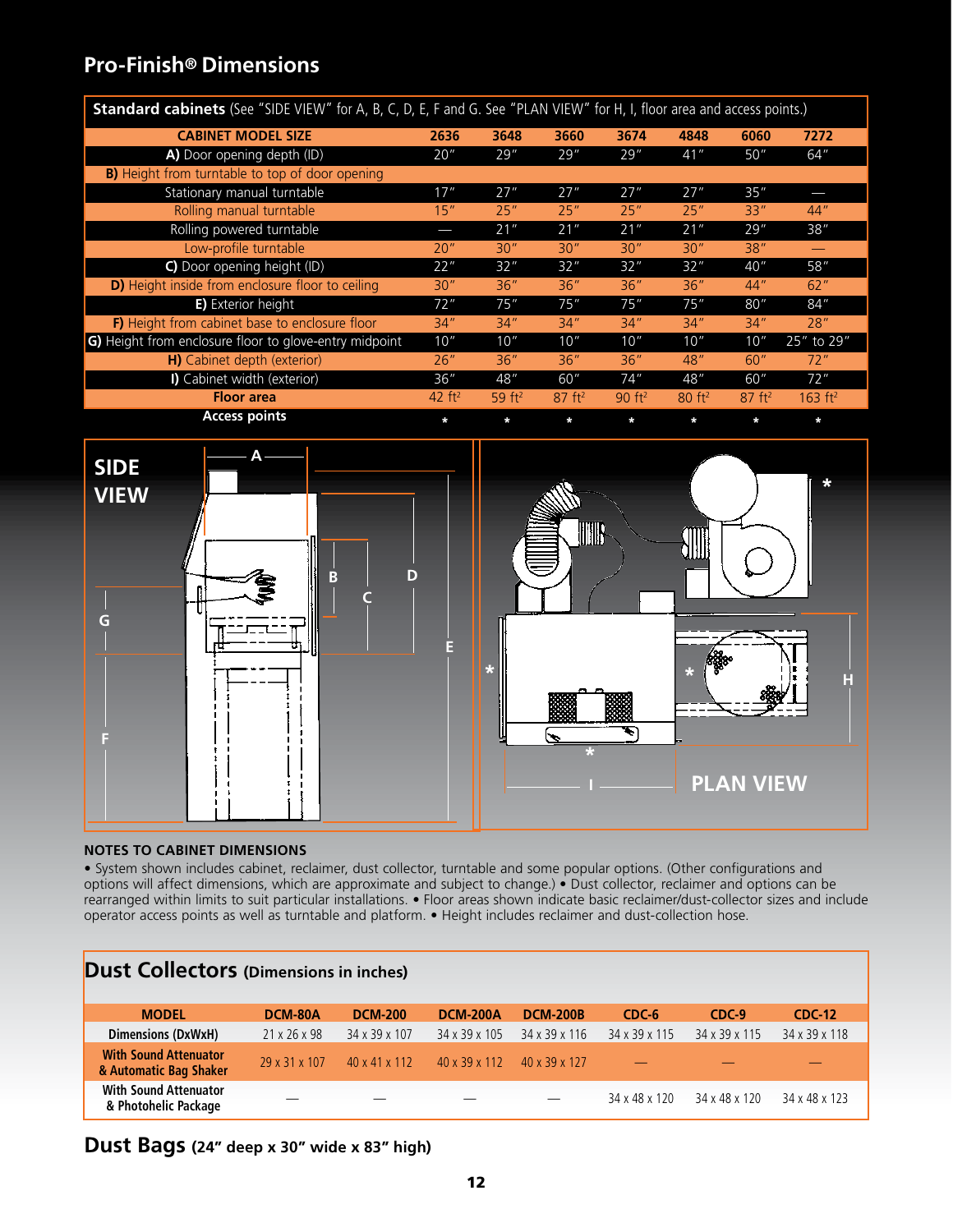# Pro-Finish® Dimensions

**Standard cabinets** (See "SIDE VIEW" for A, B, C, D, E, F and G. See "PLAN VIEW" for H, I, floor area and access points.)

| CABINET MODEL SIZE | 2636 | 3648 | 3660 | 3674 | 4848 | 6060 | 7272 |
|---|---|---|---|---|---|---|---|
| **A)** Door opening depth (ID) | 20" | 29" | 29" | 29" | 41" | 50" | 64" |
| **B)** Height from turntable to top of door opening | | | | | | | |
| Stationary manual turntable | 17" | 27" | 27" | 27" | 27" | 35" | — |
| Rolling manual turntable | 15" | 25" | 25" | 25" | 25" | 33" | 44" |
| Rolling powered turntable | — | 21" | 21" | 21" | 21" | 29" | 38" |
| Low-profile turntable | 20" | 30" | 30" | 30" | 30" | 38" | — |
| **C)** Door opening height (ID) | 22" | 32" | 32" | 32" | 32" | 40" | 58" |
| **D)** Height inside from enclosure floor to ceiling | 30" | 36" | 36" | 36" | 36" | 44" | 62" |
| **E)** Exterior height | 72" | 75" | 75" | 75" | 75" | 80" | 84" |
| **F)** Height from cabinet base to enclosure floor | 34" | 34" | 34" | 34" | 34" | 34" | 28" |
| **G)** Height from enclosure floor to glove-entry midpoint | 10" | 10" | 10" | 10" | 10" | 10" | 25" to 29" |
| **H)** Cabinet depth (exterior) | 26" | 36" | 36" | 36" | 48" | 60" | 72" |
| **I)** Cabinet width (exterior) | 36" | 48" | 60" | 74" | 48" | 60" | 72" |
| **Floor area** | 42 ft² | 59 ft² | 87 ft² | 90 ft² | 80 ft² | 87 ft² | 163 ft² |
| **Access points** | * | * | * | * | * | * | * |

SIDE VIEW

PLAN VIEW

### NOTES TO CABINET DIMENSIONS

• System shown includes cabinet, reclaimer, dust collector, turntable and some popular options. (Other configurations and options will affect dimensions, which are approximate and subject to change.) • Dust collector, reclaimer and options can be rearranged within limits to suit particular installations. • Floor areas shown indicate basic reclaimer/dust-collector sizes and include operator access points as well as turntable and platform. • Height includes reclaimer and dust-collection hose.

## Dust Collectors (Dimensions in inches)

| MODEL | DCM-80A | DCM-200 | DCM-200A | DCM-200B | CDC-6 | CDC-9 | CDC-12 |
|---|---|---|---|---|---|---|---|
| Dimensions (DxWxH) | 21 x 26 x 98 | 34 x 39 x 107 | 34 x 39 x 105 | 34 x 39 x 116 | 34 x 39 x 115 | 34 x 39 x 115 | 34 x 39 x 118 |
| With Sound Attenuator & Automatic Bag Shaker | 29 x 31 x 107 | 40 x 41 x 112 | 40 x 39 x 112 | 40 x 39 x 127 | — | — | — |
| With Sound Attenuator & Photohelic Package | — | — | — | — | 34 x 48 x 120 | 34 x 48 x 120 | 34 x 48 x 123 |

## Dust Bags (24" deep x 30" wide x 83" high)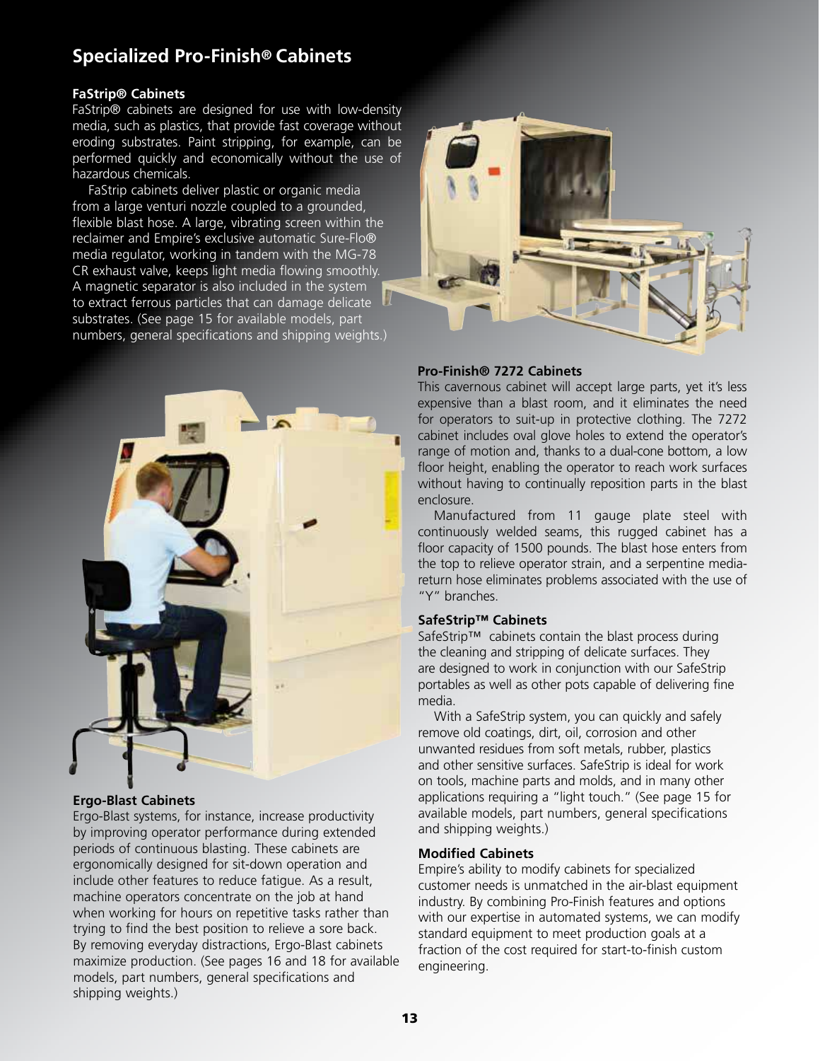# Specialized Pro-Finish® Cabinets

### FaStrip® Cabinets

FaStrip® cabinets are designed for use with low-density media, such as plastics, that provide fast coverage without eroding substrates. Paint stripping, for example, can be performed quickly and economically without the use of hazardous chemicals.

FaStrip cabinets deliver plastic or organic media from a large venturi nozzle coupled to a grounded, flexible blast hose. A large, vibrating screen within the reclaimer and Empire's exclusive automatic Sure-Flo® media regulator, working in tandem with the MG-78 CR exhaust valve, keeps light media flowing smoothly. A magnetic separator is also included in the system to extract ferrous particles that can damage delicate substrates. (See page 15 for available models, part numbers, general specifications and shipping weights.)

### Ergo-Blast Cabinets

Ergo-Blast systems, for instance, increase productivity by improving operator performance during extended periods of continuous blasting. These cabinets are ergonomically designed for sit-down operation and include other features to reduce fatigue. As a result, machine operators concentrate on the job at hand when working for hours on repetitive tasks rather than trying to find the best position to relieve a sore back. By removing everyday distractions, Ergo-Blast cabinets maximize production. (See pages 16 and 18 for available models, part numbers, general specifications and shipping weights.)

### Pro-Finish® 7272 Cabinets

This cavernous cabinet will accept large parts, yet it's less expensive than a blast room, and it eliminates the need for operators to suit-up in protective clothing. The 7272 cabinet includes oval glove holes to extend the operator's range of motion and, thanks to a dual-cone bottom, a low floor height, enabling the operator to reach work surfaces without having to continually reposition parts in the blast enclosure.

Manufactured from 11 gauge plate steel with continuously welded seams, this rugged cabinet has a floor capacity of 1500 pounds. The blast hose enters from the top to relieve operator strain, and a serpentine media-return hose eliminates problems associated with the use of "Y" branches.

### SafeStrip™ Cabinets

SafeStrip™ cabinets contain the blast process during the cleaning and stripping of delicate surfaces. They are designed to work in conjunction with our SafeStrip portables as well as other pots capable of delivering fine media.

With a SafeStrip system, you can quickly and safely remove old coatings, dirt, oil, corrosion and other unwanted residues from soft metals, rubber, plastics and other sensitive surfaces. SafeStrip is ideal for work on tools, machine parts and molds, and in many other applications requiring a "light touch." (See page 15 for available models, part numbers, general specifications and shipping weights.)

### Modified Cabinets

Empire's ability to modify cabinets for specialized customer needs is unmatched in the air-blast equipment industry. By combining Pro-Finish features and options with our expertise in automated systems, we can modify standard equipment to meet production goals at a fraction of the cost required for start-to-finish custom engineering.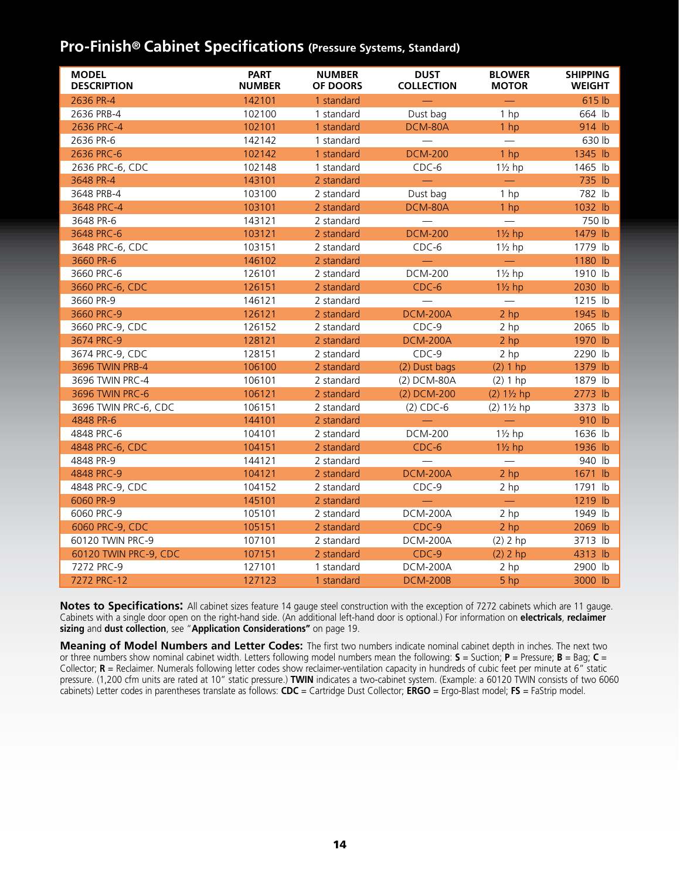## Pro-Finish® Cabinet Specifications (Pressure Systems, Standard)

| MODEL DESCRIPTION | PART NUMBER | NUMBER OF DOORS | DUST COLLECTION | BLOWER MOTOR | SHIPPING WEIGHT |
|---|---|---|---|---|---|
| 2636 PR-4 | 142101 | 1 standard | — | — | 615 lb |
| 2636 PRB-4 | 102100 | 1 standard | Dust bag | 1 hp | 664 lb |
| 2636 PRC-4 | 102101 | 1 standard | DCM-80A | 1 hp | 914 lb |
| 2636 PR-6 | 142142 | 1 standard | — | — | 630 lb |
| 2636 PRC-6 | 102142 | 1 standard | DCM-200 | 1 hp | 1345 lb |
| 2636 PRC-6, CDC | 102148 | 1 standard | CDC-6 | 1½ hp | 1465 lb |
| 3648 PR-4 | 143101 | 2 standard | — | — | 735 lb |
| 3648 PRB-4 | 103100 | 2 standard | Dust bag | 1 hp | 782 lb |
| 3648 PRC-4 | 103101 | 2 standard | DCM-80A | 1 hp | 1032 lb |
| 3648 PR-6 | 143121 | 2 standard | — | — | 750 lb |
| 3648 PRC-6 | 103121 | 2 standard | DCM-200 | 1½ hp | 1479 lb |
| 3648 PRC-6, CDC | 103151 | 2 standard | CDC-6 | 1½ hp | 1779 lb |
| 3660 PR-6 | 146102 | 2 standard | — | — | 1180 lb |
| 3660 PRC-6 | 126101 | 2 standard | DCM-200 | 1½ hp | 1910 lb |
| 3660 PRC-6, CDC | 126151 | 2 standard | CDC-6 | 1½ hp | 2030 lb |
| 3660 PR-9 | 146121 | 2 standard | — | — | 1215 lb |
| 3660 PRC-9 | 126121 | 2 standard | DCM-200A | 2 hp | 1945 lb |
| 3660 PRC-9, CDC | 126152 | 2 standard | CDC-9 | 2 hp | 2065 lb |
| 3674 PRC-9 | 128121 | 2 standard | DCM-200A | 2 hp | 1970 lb |
| 3674 PRC-9, CDC | 128151 | 2 standard | CDC-9 | 2 hp | 2290 lb |
| 3696 TWIN PRB-4 | 106100 | 2 standard | (2) Dust bags | (2) 1 hp | 1379 lb |
| 3696 TWIN PRC-4 | 106101 | 2 standard | (2) DCM-80A | (2) 1 hp | 1879 lb |
| 3696 TWIN PRC-6 | 106121 | 2 standard | (2) DCM-200 | (2) 1½ hp | 2773 lb |
| 3696 TWIN PRC-6, CDC | 106151 | 2 standard | (2) CDC-6 | (2) 1½ hp | 3373 lb |
| 4848 PR-6 | 144101 | 2 standard | — | — | 910 lb |
| 4848 PRC-6 | 104101 | 2 standard | DCM-200 | 1½ hp | 1636 lb |
| 4848 PRC-6, CDC | 104151 | 2 standard | CDC-6 | 1½ hp | 1936 lb |
| 4848 PR-9 | 144121 | 2 standard | — | — | 940 lb |
| 4848 PRC-9 | 104121 | 2 standard | DCM-200A | 2 hp | 1671 lb |
| 4848 PRC-9, CDC | 104152 | 2 standard | CDC-9 | 2 hp | 1791 lb |
| 6060 PR-9 | 145101 | 2 standard | — | — | 1219 lb |
| 6060 PRC-9 | 105101 | 2 standard | DCM-200A | 2 hp | 1949 lb |
| 6060 PRC-9, CDC | 105151 | 2 standard | CDC-9 | 2 hp | 2069 lb |
| 60120 TWIN PRC-9 | 107101 | 2 standard | DCM-200A | (2) 2 hp | 3713 lb |
| 60120 TWIN PRC-9, CDC | 107151 | 2 standard | CDC-9 | (2) 2 hp | 4313 lb |
| 7272 PRC-9 | 127101 | 1 standard | DCM-200A | 2 hp | 2900 lb |
| 7272 PRC-12 | 127123 | 1 standard | DCM-200B | 5 hp | 3000 lb |

**Notes to Specifications:** All cabinet sizes feature 14 gauge steel construction with the exception of 7272 cabinets which are 11 gauge. Cabinets with a single door open on the right-hand side. (An additional left-hand door is optional.) For information on **electricals**, **reclaimer sizing** and **dust collection**, see "**Application Considerations"** on page 19.

**Meaning of Model Numbers and Letter Codes:** The first two numbers indicate nominal cabinet depth in inches. The next two or three numbers show nominal cabinet width. Letters following model numbers mean the following: **S** = Suction; **P** = Pressure; **B** = Bag; **C** = Collector; **R** = Reclaimer. Numerals following letter codes show reclaimer-ventilation capacity in hundreds of cubic feet per minute at 6" static pressure. (1,200 cfm units are rated at 10" static pressure.) **TWIN** indicates a two-cabinet system. (Example: a 60120 TWIN consists of two 6060 cabinets) Letter codes in parentheses translate as follows: **CDC** = Cartridge Dust Collector; **ERGO** = Ergo-Blast model; **FS** = FaStrip model.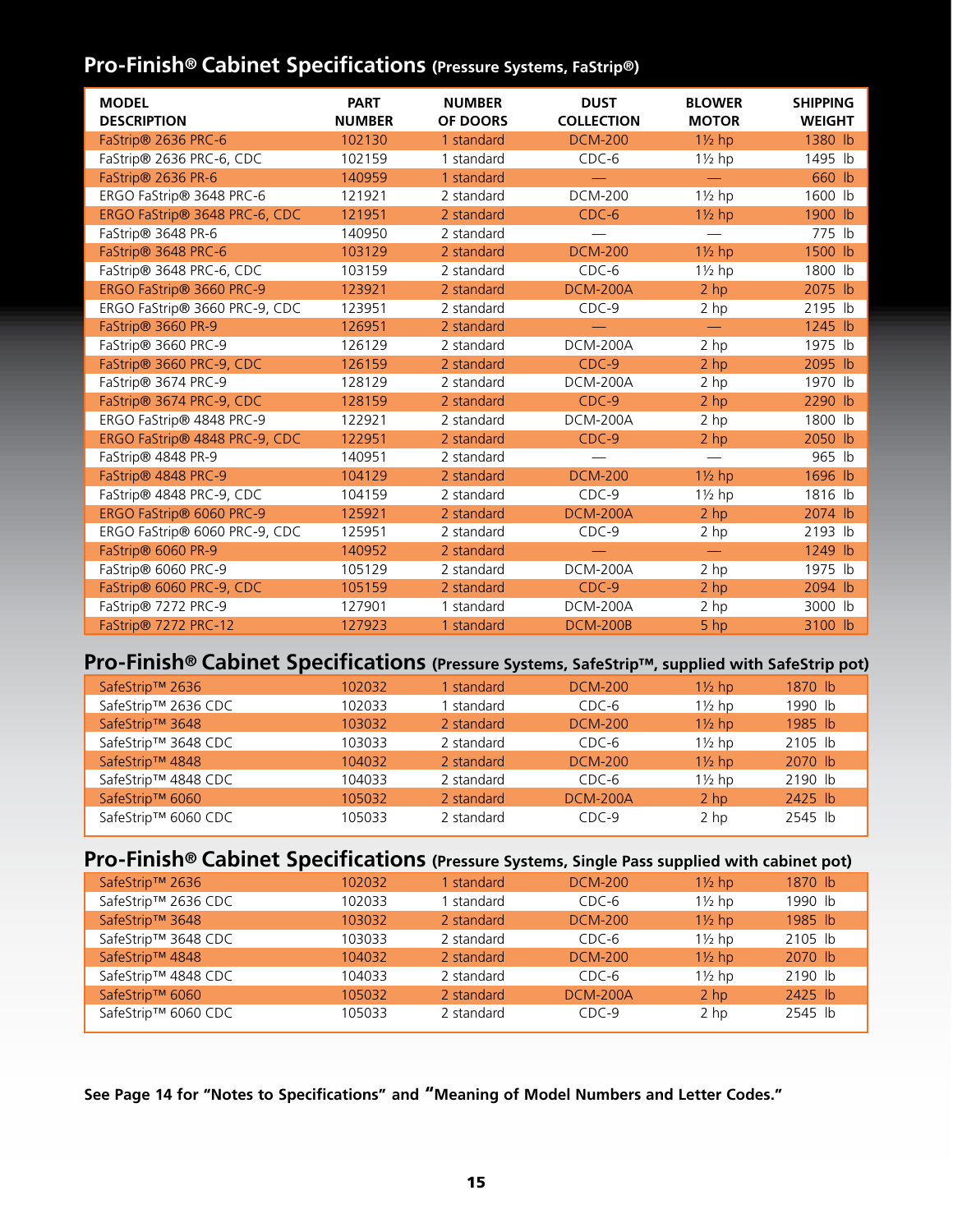## Pro-Finish® Cabinet Specifications (Pressure Systems, FaStrip®)

| MODEL DESCRIPTION | PART NUMBER | NUMBER OF DOORS | DUST COLLECTION | BLOWER MOTOR | SHIPPING WEIGHT |
|---|---|---|---|---|---|
| FaStrip® 2636 PRC-6 | 102130 | 1 standard | DCM-200 | 1½ hp | 1380 lb |
| FaStrip® 2636 PRC-6, CDC | 102159 | 1 standard | CDC-6 | 1½ hp | 1495 lb |
| FaStrip® 2636 PR-6 | 140959 | 1 standard | — | — | 660 lb |
| ERGO FaStrip® 3648 PRC-6 | 121921 | 2 standard | DCM-200 | 1½ hp | 1600 lb |
| ERGO FaStrip® 3648 PRC-6, CDC | 121951 | 2 standard | CDC-6 | 1½ hp | 1900 lb |
| FaStrip® 3648 PR-6 | 140950 | 2 standard | — | — | 775 lb |
| FaStrip® 3648 PRC-6 | 103129 | 2 standard | DCM-200 | 1½ hp | 1500 lb |
| FaStrip® 3648 PRC-6, CDC | 103159 | 2 standard | CDC-6 | 1½ hp | 1800 lb |
| ERGO FaStrip® 3660 PRC-9 | 123921 | 2 standard | DCM-200A | 2 hp | 2075 lb |
| ERGO FaStrip® 3660 PRC-9, CDC | 123951 | 2 standard | CDC-9 | 2 hp | 2195 lb |
| FaStrip® 3660 PR-9 | 126951 | 2 standard | — | — | 1245 lb |
| FaStrip® 3660 PRC-9 | 126129 | 2 standard | DCM-200A | 2 hp | 1975 lb |
| FaStrip® 3660 PRC-9, CDC | 126159 | 2 standard | CDC-9 | 2 hp | 2095 lb |
| FaStrip® 3674 PRC-9 | 128129 | 2 standard | DCM-200A | 2 hp | 1970 lb |
| FaStrip® 3674 PRC-9, CDC | 128159 | 2 standard | CDC-9 | 2 hp | 2290 lb |
| ERGO FaStrip® 4848 PRC-9 | 122921 | 2 standard | DCM-200A | 2 hp | 1800 lb |
| ERGO FaStrip® 4848 PRC-9, CDC | 122951 | 2 standard | CDC-9 | 2 hp | 2050 lb |
| FaStrip® 4848 PR-9 | 140951 | 2 standard | — | — | 965 lb |
| FaStrip® 4848 PRC-9 | 104129 | 2 standard | DCM-200 | 1½ hp | 1696 lb |
| FaStrip® 4848 PRC-9, CDC | 104159 | 2 standard | CDC-9 | 1½ hp | 1816 lb |
| ERGO FaStrip® 6060 PRC-9 | 125921 | 2 standard | DCM-200A | 2 hp | 2074 lb |
| ERGO FaStrip® 6060 PRC-9, CDC | 125951 | 2 standard | CDC-9 | 2 hp | 2193 lb |
| FaStrip® 6060 PR-9 | 140952 | 2 standard | — | — | 1249 lb |
| FaStrip® 6060 PRC-9 | 105129 | 2 standard | DCM-200A | 2 hp | 1975 lb |
| FaStrip® 6060 PRC-9, CDC | 105159 | 2 standard | CDC-9 | 2 hp | 2094 lb |
| FaStrip® 7272 PRC-9 | 127901 | 1 standard | DCM-200A | 2 hp | 3000 lb |
| FaStrip® 7272 PRC-12 | 127923 | 1 standard | DCM-200B | 5 hp | 3100 lb |

## Pro-Finish® Cabinet Specifications (Pressure Systems, SafeStrip™, supplied with SafeStrip pot)

| MODEL DESCRIPTION | PART NUMBER | NUMBER OF DOORS | DUST COLLECTION | BLOWER MOTOR | SHIPPING WEIGHT |
|---|---|---|---|---|---|
| SafeStrip™ 2636 | 102032 | 1 standard | DCM-200 | 1½ hp | 1870 lb |
| SafeStrip™ 2636 CDC | 102033 | 1 standard | CDC-6 | 1½ hp | 1990 lb |
| SafeStrip™ 3648 | 103032 | 2 standard | DCM-200 | 1½ hp | 1985 lb |
| SafeStrip™ 3648 CDC | 103033 | 2 standard | CDC-6 | 1½ hp | 2105 lb |
| SafeStrip™ 4848 | 104032 | 2 standard | DCM-200 | 1½ hp | 2070 lb |
| SafeStrip™ 4848 CDC | 104033 | 2 standard | CDC-6 | 1½ hp | 2190 lb |
| SafeStrip™ 6060 | 105032 | 2 standard | DCM-200A | 2 hp | 2425 lb |
| SafeStrip™ 6060 CDC | 105033 | 2 standard | CDC-9 | 2 hp | 2545 lb |

## Pro-Finish® Cabinet Specifications (Pressure Systems, Single Pass supplied with cabinet pot)

| MODEL DESCRIPTION | PART NUMBER | NUMBER OF DOORS | DUST COLLECTION | BLOWER MOTOR | SHIPPING WEIGHT |
|---|---|---|---|---|---|
| SafeStrip™ 2636 | 102032 | 1 standard | DCM-200 | 1½ hp | 1870 lb |
| SafeStrip™ 2636 CDC | 102033 | 1 standard | CDC-6 | 1½ hp | 1990 lb |
| SafeStrip™ 3648 | 103032 | 2 standard | DCM-200 | 1½ hp | 1985 lb |
| SafeStrip™ 3648 CDC | 103033 | 2 standard | CDC-6 | 1½ hp | 2105 lb |
| SafeStrip™ 4848 | 104032 | 2 standard | DCM-200 | 1½ hp | 2070 lb |
| SafeStrip™ 4848 CDC | 104033 | 2 standard | CDC-6 | 1½ hp | 2190 lb |
| SafeStrip™ 6060 | 105032 | 2 standard | DCM-200A | 2 hp | 2425 lb |
| SafeStrip™ 6060 CDC | 105033 | 2 standard | CDC-9 | 2 hp | 2545 lb |

**See Page 14 for "Notes to Specifications" and "Meaning of Model Numbers and Letter Codes."**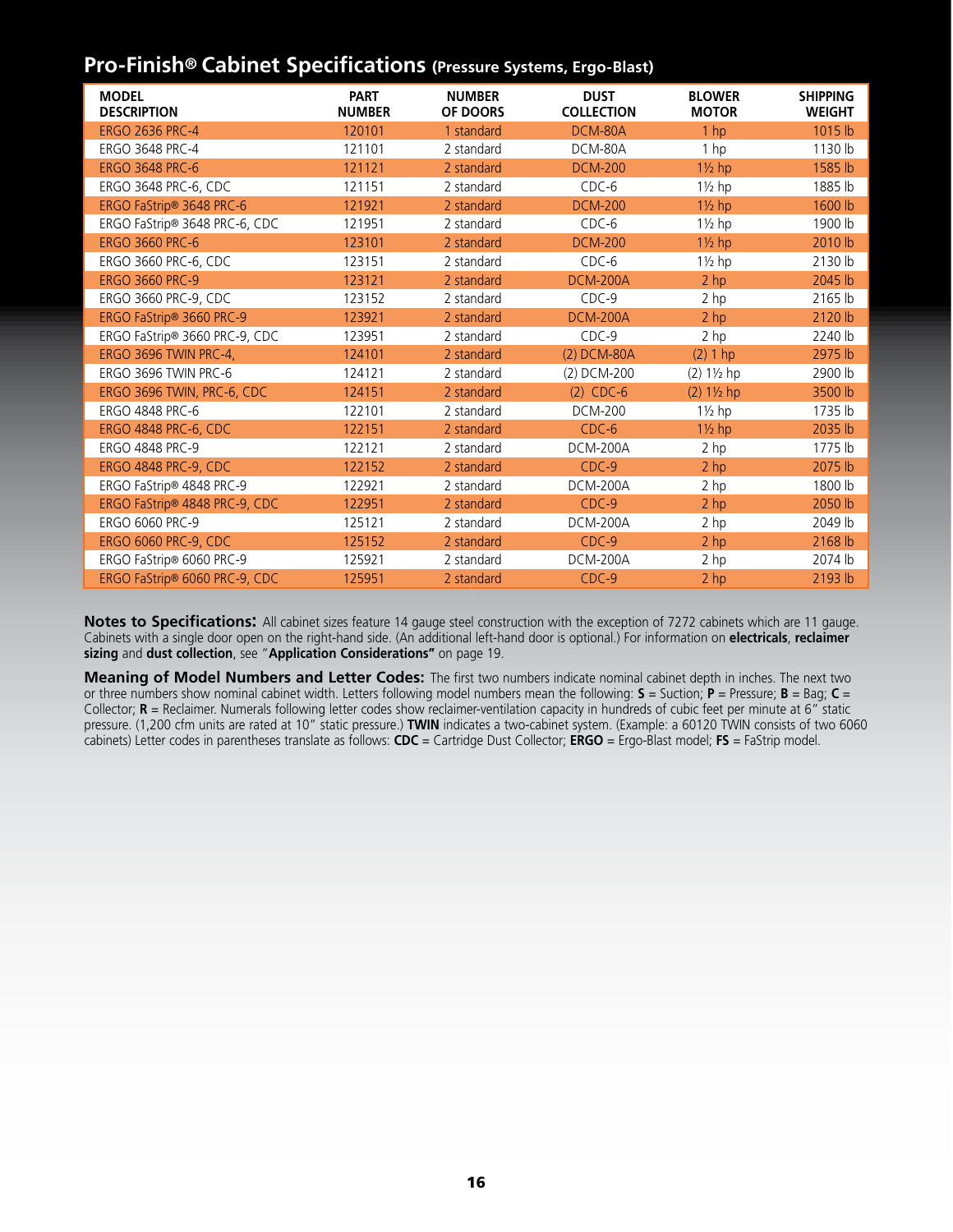## Pro-Finish® Cabinet Specifications (Pressure Systems, Ergo-Blast)

| MODEL DESCRIPTION | PART NUMBER | NUMBER OF DOORS | DUST COLLECTION | BLOWER MOTOR | SHIPPING WEIGHT |
|---|---|---|---|---|---|
| ERGO 2636 PRC-4 | 120101 | 1 standard | DCM-80A | 1 hp | 1015 lb |
| ERGO 3648 PRC-4 | 121101 | 2 standard | DCM-80A | 1 hp | 1130 lb |
| ERGO 3648 PRC-6 | 121121 | 2 standard | DCM-200 | 1½ hp | 1585 lb |
| ERGO 3648 PRC-6, CDC | 121151 | 2 standard | CDC-6 | 1½ hp | 1885 lb |
| ERGO FaStrip® 3648 PRC-6 | 121921 | 2 standard | DCM-200 | 1½ hp | 1600 lb |
| ERGO FaStrip® 3648 PRC-6, CDC | 121951 | 2 standard | CDC-6 | 1½ hp | 1900 lb |
| ERGO 3660 PRC-6 | 123101 | 2 standard | DCM-200 | 1½ hp | 2010 lb |
| ERGO 3660 PRC-6, CDC | 123151 | 2 standard | CDC-6 | 1½ hp | 2130 lb |
| ERGO 3660 PRC-9 | 123121 | 2 standard | DCM-200A | 2 hp | 2045 lb |
| ERGO 3660 PRC-9, CDC | 123152 | 2 standard | CDC-9 | 2 hp | 2165 lb |
| ERGO FaStrip® 3660 PRC-9 | 123921 | 2 standard | DCM-200A | 2 hp | 2120 lb |
| ERGO FaStrip® 3660 PRC-9, CDC | 123951 | 2 standard | CDC-9 | 2 hp | 2240 lb |
| ERGO 3696 TWIN PRC-4, | 124101 | 2 standard | (2) DCM-80A | (2) 1 hp | 2975 lb |
| ERGO 3696 TWIN PRC-6 | 124121 | 2 standard | (2) DCM-200 | (2) 1½ hp | 2900 lb |
| ERGO 3696 TWIN, PRC-6, CDC | 124151 | 2 standard | (2) CDC-6 | (2) 1½ hp | 3500 lb |
| ERGO 4848 PRC-6 | 122101 | 2 standard | DCM-200 | 1½ hp | 1735 lb |
| ERGO 4848 PRC-6, CDC | 122151 | 2 standard | CDC-6 | 1½ hp | 2035 lb |
| ERGO 4848 PRC-9 | 122121 | 2 standard | DCM-200A | 2 hp | 1775 lb |
| ERGO 4848 PRC-9, CDC | 122152 | 2 standard | CDC-9 | 2 hp | 2075 lb |
| ERGO FaStrip® 4848 PRC-9 | 122921 | 2 standard | DCM-200A | 2 hp | 1800 lb |
| ERGO FaStrip® 4848 PRC-9, CDC | 122951 | 2 standard | CDC-9 | 2 hp | 2050 lb |
| ERGO 6060 PRC-9 | 125121 | 2 standard | DCM-200A | 2 hp | 2049 lb |
| ERGO 6060 PRC-9, CDC | 125152 | 2 standard | CDC-9 | 2 hp | 2168 lb |
| ERGO FaStrip® 6060 PRC-9 | 125921 | 2 standard | DCM-200A | 2 hp | 2074 lb |
| ERGO FaStrip® 6060 PRC-9, CDC | 125951 | 2 standard | CDC-9 | 2 hp | 2193 lb |

**Notes to Specifications:** All cabinet sizes feature 14 gauge steel construction with the exception of 7272 cabinets which are 11 gauge. Cabinets with a single door open on the right-hand side. (An additional left-hand door is optional.) For information on **electricals**, **reclaimer sizing** and **dust collection**, see "**Application Considerations"** on page 19.

**Meaning of Model Numbers and Letter Codes:** The first two numbers indicate nominal cabinet depth in inches. The next two or three numbers show nominal cabinet width. Letters following model numbers mean the following: **S** = Suction; **P** = Pressure; **B** = Bag; **C** = Collector; **R** = Reclaimer. Numerals following letter codes show reclaimer-ventilation capacity in hundreds of cubic feet per minute at 6" static pressure. (1,200 cfm units are rated at 10" static pressure.) **TWIN** indicates a two-cabinet system. (Example: a 60120 TWIN consists of two 6060 cabinets) Letter codes in parentheses translate as follows: **CDC** = Cartridge Dust Collector; **ERGO** = Ergo-Blast model; **FS** = FaStrip model.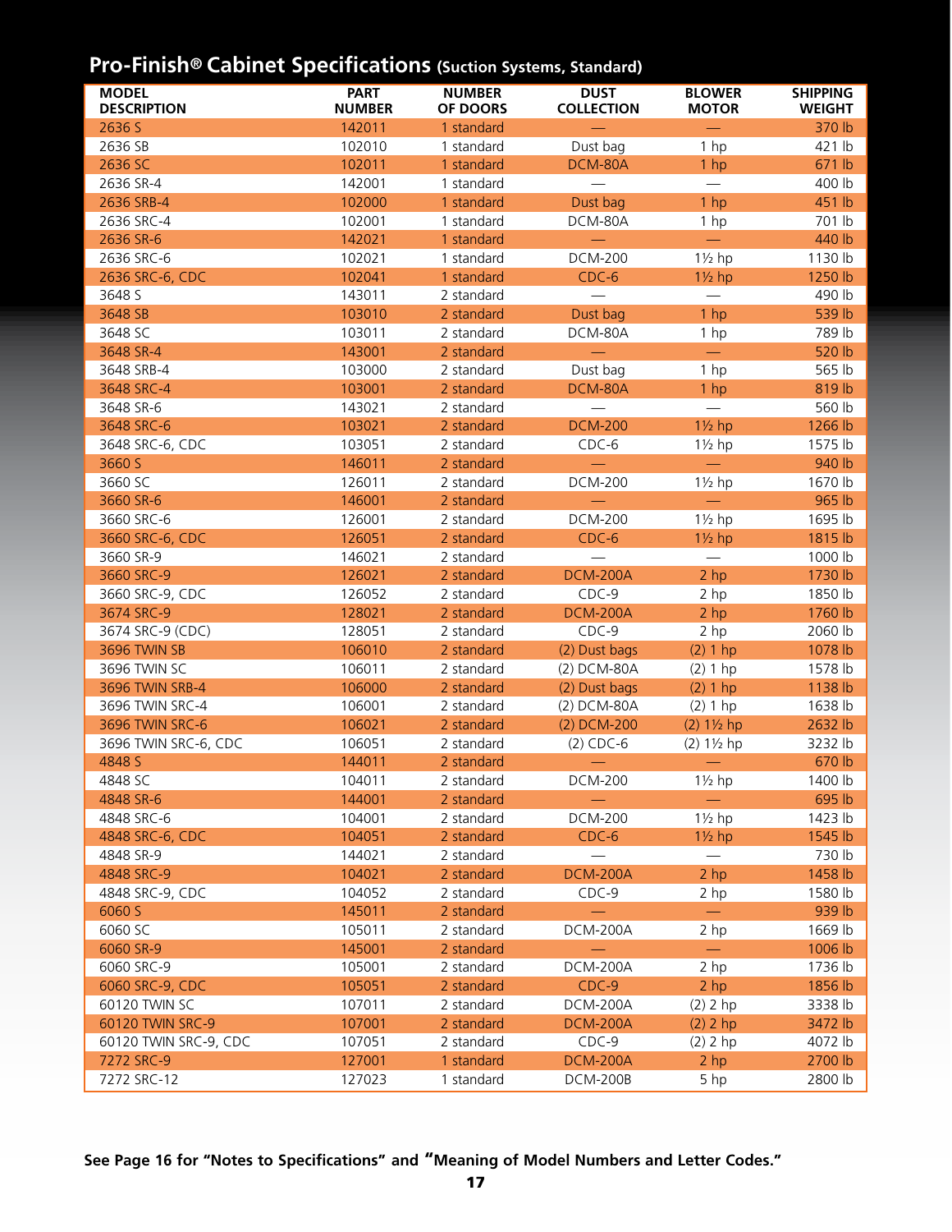## Pro-Finish® Cabinet Specifications (Suction Systems, Standard)

| MODEL DESCRIPTION | PART NUMBER | NUMBER OF DOORS | DUST COLLECTION | BLOWER MOTOR | SHIPPING WEIGHT |
|---|---|---|---|---|---|
| 2636 S | 142011 | 1 standard | — | — | 370 lb |
| 2636 SB | 102010 | 1 standard | Dust bag | 1 hp | 421 lb |
| 2636 SC | 102011 | 1 standard | DCM-80A | 1 hp | 671 lb |
| 2636 SR-4 | 142001 | 1 standard | — | — | 400 lb |
| 2636 SRB-4 | 102000 | 1 standard | Dust bag | 1 hp | 451 lb |
| 2636 SRC-4 | 102001 | 1 standard | DCM-80A | 1 hp | 701 lb |
| 2636 SR-6 | 142021 | 1 standard | — | — | 440 lb |
| 2636 SRC-6 | 102021 | 1 standard | DCM-200 | 1½ hp | 1130 lb |
| 2636 SRC-6, CDC | 102041 | 1 standard | CDC-6 | 1½ hp | 1250 lb |
| 3648 S | 143011 | 2 standard | — | — | 490 lb |
| 3648 SB | 103010 | 2 standard | Dust bag | 1 hp | 539 lb |
| 3648 SC | 103011 | 2 standard | DCM-80A | 1 hp | 789 lb |
| 3648 SR-4 | 143001 | 2 standard | — | — | 520 lb |
| 3648 SRB-4 | 103000 | 2 standard | Dust bag | 1 hp | 565 lb |
| 3648 SRC-4 | 103001 | 2 standard | DCM-80A | 1 hp | 819 lb |
| 3648 SR-6 | 143021 | 2 standard | — | — | 560 lb |
| 3648 SRC-6 | 103021 | 2 standard | DCM-200 | 1½ hp | 1266 lb |
| 3648 SRC-6, CDC | 103051 | 2 standard | CDC-6 | 1½ hp | 1575 lb |
| 3660 S | 146011 | 2 standard | — | — | 940 lb |
| 3660 SC | 126011 | 2 standard | DCM-200 | 1½ hp | 1670 lb |
| 3660 SR-6 | 146001 | 2 standard | — | — | 965 lb |
| 3660 SRC-6 | 126001 | 2 standard | DCM-200 | 1½ hp | 1695 lb |
| 3660 SRC-6, CDC | 126051 | 2 standard | CDC-6 | 1½ hp | 1815 lb |
| 3660 SR-9 | 146021 | 2 standard | — | — | 1000 lb |
| 3660 SRC-9 | 126021 | 2 standard | DCM-200A | 2 hp | 1730 lb |
| 3660 SRC-9, CDC | 126052 | 2 standard | CDC-9 | 2 hp | 1850 lb |
| 3674 SRC-9 | 128021 | 2 standard | DCM-200A | 2 hp | 1760 lb |
| 3674 SRC-9 (CDC) | 128051 | 2 standard | CDC-9 | 2 hp | 2060 lb |
| 3696 TWIN SB | 106010 | 2 standard | (2) Dust bags | (2) 1 hp | 1078 lb |
| 3696 TWIN SC | 106011 | 2 standard | (2) DCM-80A | (2) 1 hp | 1578 lb |
| 3696 TWIN SRB-4 | 106000 | 2 standard | (2) Dust bags | (2) 1 hp | 1138 lb |
| 3696 TWIN SRC-4 | 106001 | 2 standard | (2) DCM-80A | (2) 1 hp | 1638 lb |
| 3696 TWIN SRC-6 | 106021 | 2 standard | (2) DCM-200 | (2) 1½ hp | 2632 lb |
| 3696 TWIN SRC-6, CDC | 106051 | 2 standard | (2) CDC-6 | (2) 1½ hp | 3232 lb |
| 4848 S | 144011 | 2 standard | — | — | 670 lb |
| 4848 SC | 104011 | 2 standard | DCM-200 | 1½ hp | 1400 lb |
| 4848 SR-6 | 144001 | 2 standard | — | — | 695 lb |
| 4848 SRC-6 | 104001 | 2 standard | DCM-200 | 1½ hp | 1423 lb |
| 4848 SRC-6, CDC | 104051 | 2 standard | CDC-6 | 1½ hp | 1545 lb |
| 4848 SR-9 | 144021 | 2 standard | — | — | 730 lb |
| 4848 SRC-9 | 104021 | 2 standard | DCM-200A | 2 hp | 1458 lb |
| 4848 SRC-9, CDC | 104052 | 2 standard | CDC-9 | 2 hp | 1580 lb |
| 6060 S | 145011 | 2 standard | — | — | 939 lb |
| 6060 SC | 105011 | 2 standard | DCM-200A | 2 hp | 1669 lb |
| 6060 SR-9 | 145001 | 2 standard | — | — | 1006 lb |
| 6060 SRC-9 | 105001 | 2 standard | DCM-200A | 2 hp | 1736 lb |
| 6060 SRC-9, CDC | 105051 | 2 standard | CDC-9 | 2 hp | 1856 lb |
| 60120 TWIN SC | 107011 | 2 standard | DCM-200A | (2) 2 hp | 3338 lb |
| 60120 TWIN SRC-9 | 107001 | 2 standard | DCM-200A | (2) 2 hp | 3472 lb |
| 60120 TWIN SRC-9, CDC | 107051 | 2 standard | CDC-9 | (2) 2 hp | 4072 lb |
| 7272 SRC-9 | 127001 | 1 standard | DCM-200A | 2 hp | 2700 lb |
| 7272 SRC-12 | 127023 | 1 standard | DCM-200B | 5 hp | 2800 lb |

**See Page 16 for "Notes to Specifications" and "Meaning of Model Numbers and Letter Codes."**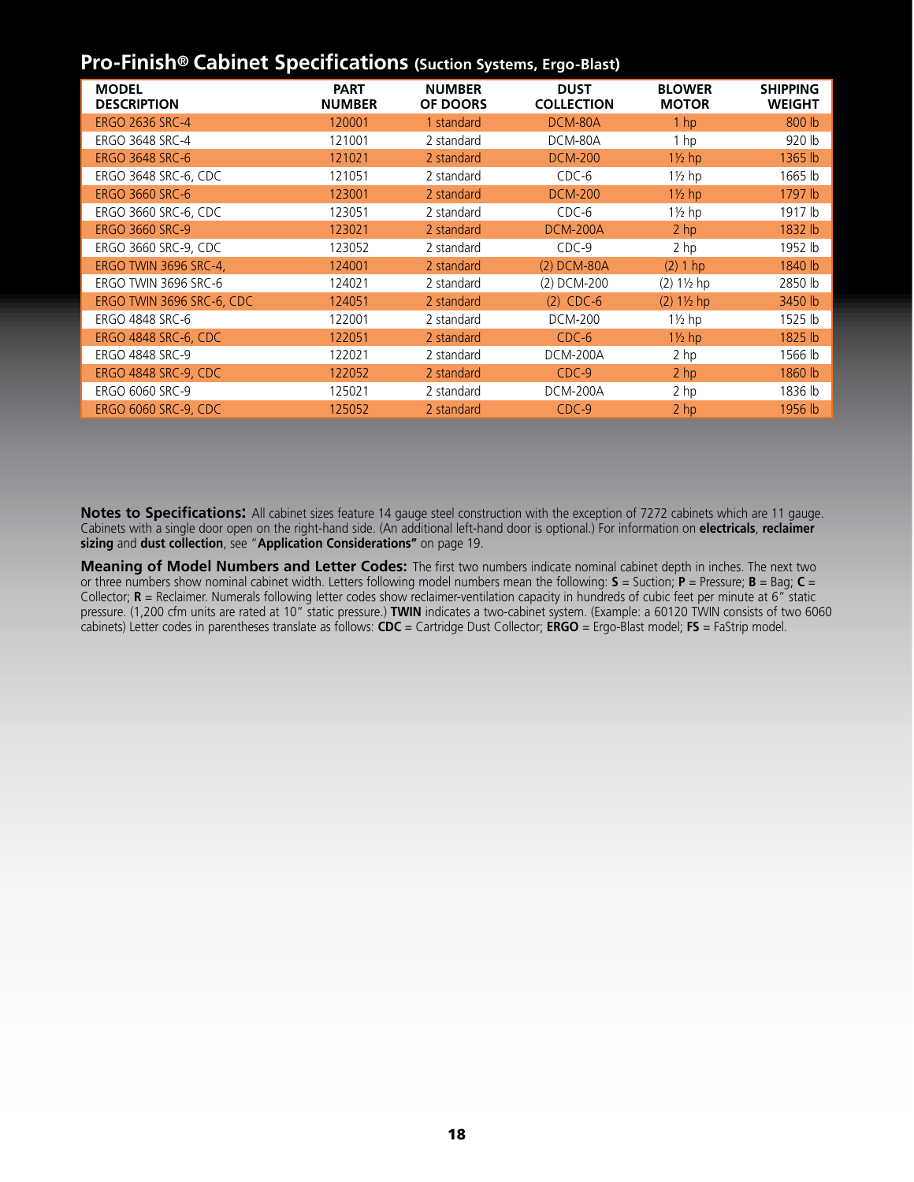## Pro-Finish® Cabinet Specifications (Suction Systems, Ergo-Blast)

| MODEL DESCRIPTION | PART NUMBER | NUMBER OF DOORS | DUST COLLECTION | BLOWER MOTOR | SHIPPING WEIGHT |
|---|---|---|---|---|---|
| ERGO 2636 SRC-4 | 120001 | 1 standard | DCM-80A | 1 hp | 800 lb |
| ERGO 3648 SRC-4 | 121001 | 2 standard | DCM-80A | 1 hp | 920 lb |
| ERGO 3648 SRC-6 | 121021 | 2 standard | DCM-200 | 1½ hp | 1365 lb |
| ERGO 3648 SRC-6, CDC | 121051 | 2 standard | CDC-6 | 1½ hp | 1665 lb |
| ERGO 3660 SRC-6 | 123001 | 2 standard | DCM-200 | 1½ hp | 1797 lb |
| ERGO 3660 SRC-6, CDC | 123051 | 2 standard | CDC-6 | 1½ hp | 1917 lb |
| ERGO 3660 SRC-9 | 123021 | 2 standard | DCM-200A | 2 hp | 1832 lb |
| ERGO 3660 SRC-9, CDC | 123052 | 2 standard | CDC-9 | 2 hp | 1952 lb |
| ERGO TWIN 3696 SRC-4, | 124001 | 2 standard | (2) DCM-80A | (2) 1 hp | 1840 lb |
| ERGO TWIN 3696 SRC-6 | 124021 | 2 standard | (2) DCM-200 | (2) 1½ hp | 2850 lb |
| ERGO TWIN 3696 SRC-6, CDC | 124051 | 2 standard | (2) CDC-6 | (2) 1½ hp | 3450 lb |
| ERGO 4848 SRC-6 | 122001 | 2 standard | DCM-200 | 1½ hp | 1525 lb |
| ERGO 4848 SRC-6, CDC | 122051 | 2 standard | CDC-6 | 1½ hp | 1825 lb |
| ERGO 4848 SRC-9 | 122021 | 2 standard | DCM-200A | 2 hp | 1566 lb |
| ERGO 4848 SRC-9, CDC | 122052 | 2 standard | CDC-9 | 2 hp | 1860 lb |
| ERGO 6060 SRC-9 | 125021 | 2 standard | DCM-200A | 2 hp | 1836 lb |
| ERGO 6060 SRC-9, CDC | 125052 | 2 standard | CDC-9 | 2 hp | 1956 lb |

**Notes to Specifications:** All cabinet sizes feature 14 gauge steel construction with the exception of 7272 cabinets which are 11 gauge. Cabinets with a single door open on the right-hand side. (An additional left-hand door is optional.) For information on **electricals**, **reclaimer sizing** and **dust collection**, see "**Application Considerations"** on page 19.

**Meaning of Model Numbers and Letter Codes:** The first two numbers indicate nominal cabinet depth in inches. The next two or three numbers show nominal cabinet width. Letters following model numbers mean the following: **S** = Suction; **P** = Pressure; **B** = Bag; **C** = Collector; **R** = Reclaimer. Numerals following letter codes show reclaimer-ventilation capacity in hundreds of cubic feet per minute at 6" static pressure. (1,200 cfm units are rated at 10" static pressure.) **TWIN** indicates a two-cabinet system. (Example: a 60120 TWIN consists of two 6060 cabinets) Letter codes in parentheses translate as follows: **CDC** = Cartridge Dust Collector; **ERGO** = Ergo-Blast model; **FS** = FaStrip model.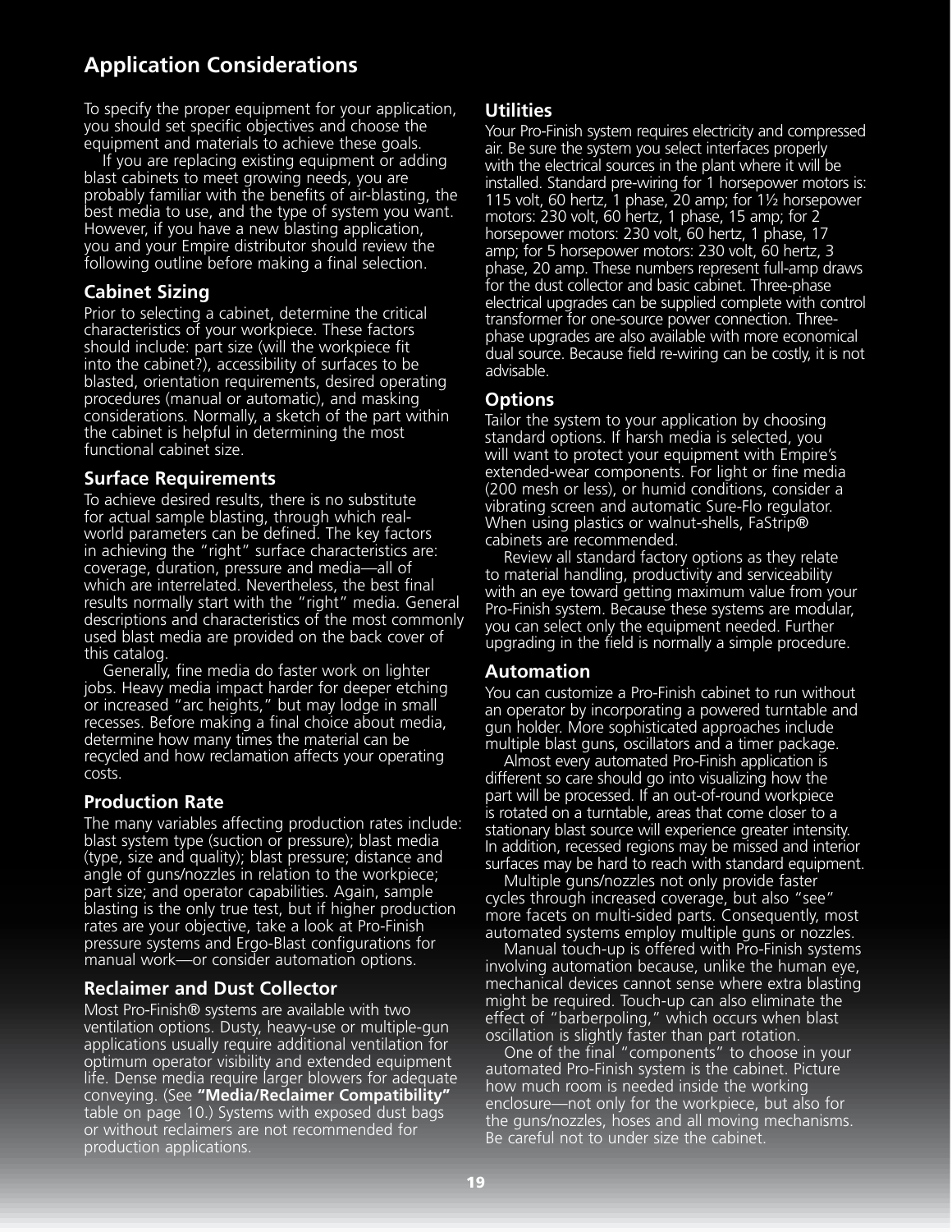## Application Considerations

To specify the proper equipment for your application, you should set specific objectives and choose the equipment and materials to achieve these goals.

If you are replacing existing equipment or adding blast cabinets to meet growing needs, you are probably familiar with the benefits of air-blasting, the best media to use, and the type of system you want. However, if you have a new blasting application, you and your Empire distributor should review the following outline before making a final selection.

### Cabinet Sizing

Prior to selecting a cabinet, determine the critical characteristics of your workpiece. These factors should include: part size (will the workpiece fit into the cabinet?), accessibility of surfaces to be blasted, orientation requirements, desired operating procedures (manual or automatic), and masking considerations. Normally, a sketch of the part within the cabinet is helpful in determining the most functional cabinet size.

### Surface Requirements

To achieve desired results, there is no substitute for actual sample blasting, through which real-world parameters can be defined. The key factors in achieving the "right" surface characteristics are: coverage, duration, pressure and media—all of which are interrelated. Nevertheless, the best final results normally start with the "right" media. General descriptions and characteristics of the most commonly used blast media are provided on the back cover of this catalog.

Generally, fine media do faster work on lighter jobs. Heavy media impact harder for deeper etching or increased "arc heights," but may lodge in small recesses. Before making a final choice about media, determine how many times the material can be recycled and how reclamation affects your operating costs.

### Production Rate

The many variables affecting production rates include: blast system type (suction or pressure); blast media (type, size and quality); blast pressure; distance and angle of guns/nozzles in relation to the workpiece; part size; and operator capabilities. Again, sample blasting is the only true test, but if higher production rates are your objective, take a look at Pro-Finish pressure systems and Ergo-Blast configurations for manual work—or consider automation options.

### Reclaimer and Dust Collector

Most Pro-Finish® systems are available with two ventilation options. Dusty, heavy-use or multiple-gun applications usually require additional ventilation for optimum operator visibility and extended equipment life. Dense media require larger blowers for adequate conveying. (See **"Media/Reclaimer Compatibility"** table on page 10.) Systems with exposed dust bags or without reclaimers are not recommended for production applications.

### Utilities

Your Pro-Finish system requires electricity and compressed air. Be sure the system you select interfaces properly with the electrical sources in the plant where it will be installed. Standard pre-wiring for 1 horsepower motors is: 115 volt, 60 hertz, 1 phase, 20 amp; for 1½ horsepower motors: 230 volt, 60 hertz, 1 phase, 15 amp; for 2 horsepower motors: 230 volt, 60 hertz, 1 phase, 17 amp; for 5 horsepower motors: 230 volt, 60 hertz, 3 phase, 20 amp. These numbers represent full-amp draws for the dust collector and basic cabinet. Three-phase electrical upgrades can be supplied complete with control transformer for one-source power connection. Three-phase upgrades are also available with more economical dual source. Because field re-wiring can be costly, it is not advisable.

### Options

Tailor the system to your application by choosing standard options. If harsh media is selected, you will want to protect your equipment with Empire's extended-wear components. For light or fine media (200 mesh or less), or humid conditions, consider a vibrating screen and automatic Sure-Flo regulator. When using plastics or walnut-shells, FaStrip® cabinets are recommended.

Review all standard factory options as they relate to material handling, productivity and serviceability with an eye toward getting maximum value from your Pro-Finish system. Because these systems are modular, you can select only the equipment needed. Further upgrading in the field is normally a simple procedure.

### Automation

You can customize a Pro-Finish cabinet to run without an operator by incorporating a powered turntable and gun holder. More sophisticated approaches include multiple blast guns, oscillators and a timer package.

Almost every automated Pro-Finish application is different so care should go into visualizing how the part will be processed. If an out-of-round workpiece is rotated on a turntable, areas that come closer to a stationary blast source will experience greater intensity. In addition, recessed regions may be missed and interior surfaces may be hard to reach with standard equipment.

Multiple guns/nozzles not only provide faster cycles through increased coverage, but also "see" more facets on multi-sided parts. Consequently, most automated systems employ multiple guns or nozzles.

Manual touch-up is offered with Pro-Finish systems involving automation because, unlike the human eye, mechanical devices cannot sense where extra blasting might be required. Touch-up can also eliminate the effect of "barberpoling," which occurs when blast oscillation is slightly faster than part rotation.

One of the final "components" to choose in your automated Pro-Finish system is the cabinet. Picture how much room is needed inside the working enclosure—not only for the workpiece, but also for the guns/nozzles, hoses and all moving mechanisms. Be careful not to under size the cabinet.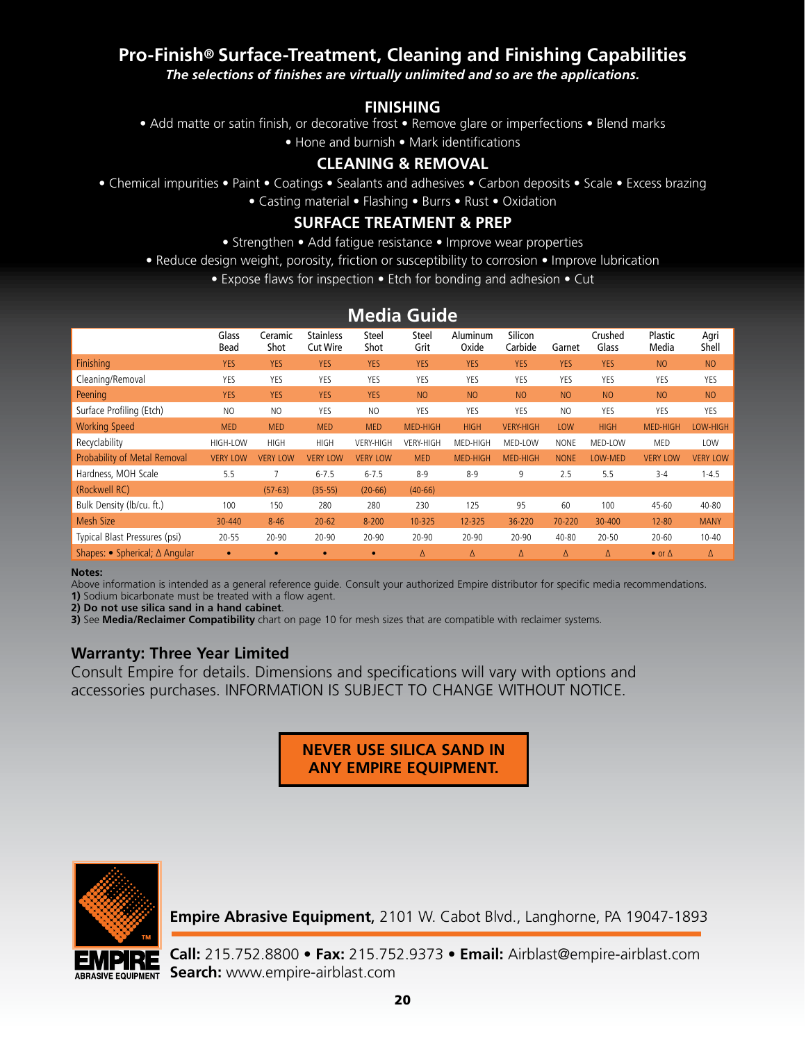## Pro-Finish® Surface-Treatment, Cleaning and Finishing Capabilities

***The selections of finishes are virtually unlimited and so are the applications.***

### FINISHING

• Add matte or satin finish, or decorative frost • Remove glare or imperfections • Blend marks
• Hone and burnish • Mark identifications

### CLEANING & REMOVAL

• Chemical impurities • Paint • Coatings • Sealants and adhesives • Carbon deposits • Scale • Excess brazing
• Casting material • Flashing • Burrs • Rust • Oxidation

### SURFACE TREATMENT & PREP

• Strengthen • Add fatigue resistance • Improve wear properties
• Reduce design weight, porosity, friction or susceptibility to corrosion • Improve lubrication
• Expose flaws for inspection • Etch for bonding and adhesion • Cut

## Media Guide

| | Glass Bead | Ceramic Shot | Stainless Cut Wire | Steel Shot | Steel Grit | Aluminum Oxide | Silicon Carbide | Garnet | Crushed Glass | Plastic Media | Agri Shell |
|---|---|---|---|---|---|---|---|---|---|---|---|
| Finishing | YES | YES | YES | YES | YES | YES | YES | YES | YES | NO | NO |
| Cleaning/Removal | YES | YES | YES | YES | YES | YES | YES | YES | YES | YES | YES |
| Peening | YES | YES | YES | YES | NO | NO | NO | NO | NO | NO | NO |
| Surface Profiling (Etch) | NO | NO | YES | NO | YES | YES | YES | NO | YES | YES | YES |
| Working Speed | MED | MED | MED | MED | MED-HIGH | HIGH | VERY-HIGH | LOW | HIGH | MED-HIGH | LOW-HIGH |
| Recyclability | HIGH-LOW | HIGH | HIGH | VERY-HIGH | VERY-HIGH | MED-HIGH | MED-LOW | NONE | MED-LOW | MED | LOW |
| Probability of Metal Removal | VERY LOW | VERY LOW | VERY LOW | VERY LOW | MED | MED-HIGH | MED-HIGH | NONE | LOW-MED | VERY LOW | VERY LOW |
| Hardness, MOH Scale | 5.5 | 7 | 6-7.5 | 6-7.5 | 8-9 | 8-9 | 9 | 2.5 | 5.5 | 3-4 | 1-4.5 |
| (Rockwell RC) | | (57-63) | (35-55) | (20-66) | (40-66) | | | | | | |
| Bulk Density (lb/cu. ft.) | 100 | 150 | 280 | 280 | 230 | 125 | 95 | 60 | 100 | 45-60 | 40-80 |
| Mesh Size | 30-440 | 8-46 | 20-62 | 8-200 | 10-325 | 12-325 | 36-220 | 70-220 | 30-400 | 12-80 | MANY |
| Typical Blast Pressures (psi) | 20-55 | 20-90 | 20-90 | 20-90 | 20-90 | 20-90 | 20-90 | 40-80 | 20-50 | 20-60 | 10-40 |
| Shapes: • Spherical; Δ Angular | • | • | • | • | Δ | Δ | Δ | Δ | Δ | • or Δ | Δ |

**Notes:**
Above information is intended as a general reference guide. Consult your authorized Empire distributor for specific media recommendations.
**1)** Sodium bicarbonate must be treated with a flow agent.
**2) Do not use silica sand in a hand cabinet**.
**3)** See **Media/Reclaimer Compatibility** chart on page 10 for mesh sizes that are compatible with reclaimer systems.

### Warranty: Three Year Limited

Consult Empire for details. Dimensions and specifications will vary with options and accessories purchases. INFORMATION IS SUBJECT TO CHANGE WITHOUT NOTICE.

**NEVER USE SILICA SAND IN ANY EMPIRE EQUIPMENT.**

EMPIRE ABRASIVE EQUIPMENT

**Empire Abrasive Equipment,** 2101 W. Cabot Blvd., Langhorne, PA 19047-1893

**Call:** 215.752.8800 • **Fax:** 215.752.9373 • **Email:** Airblast@empire-airblast.com
**Search:** www.empire-airblast.com